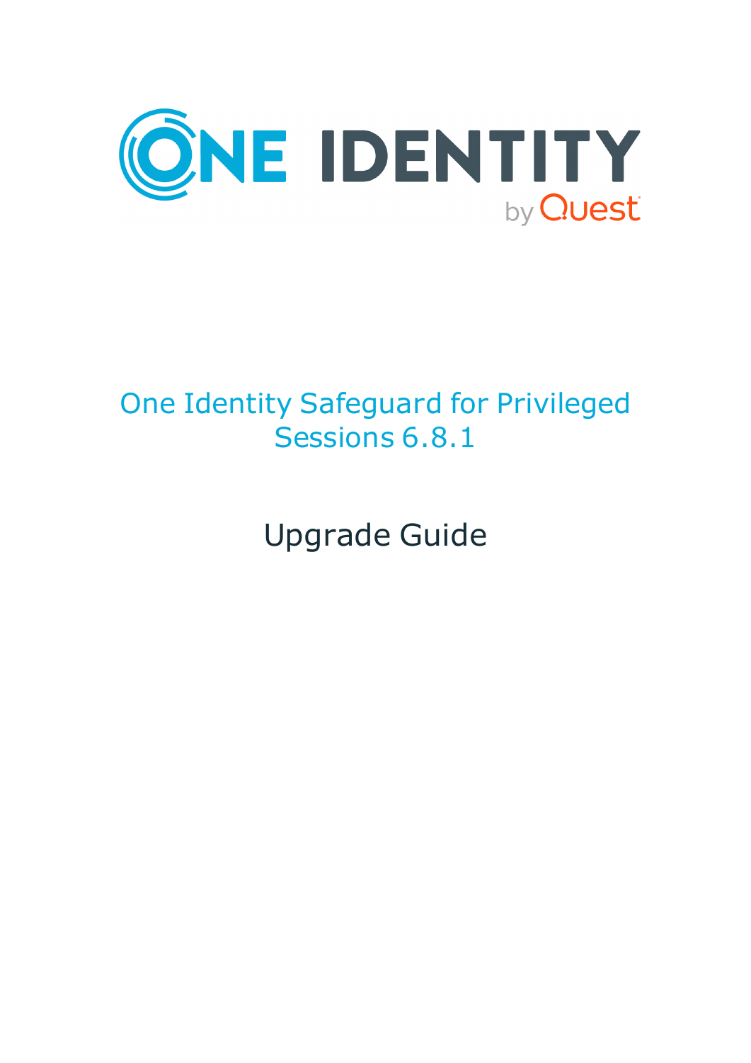# One Identity Safeguard for Privileged Sessions 6.8.1

## Upgrade Guide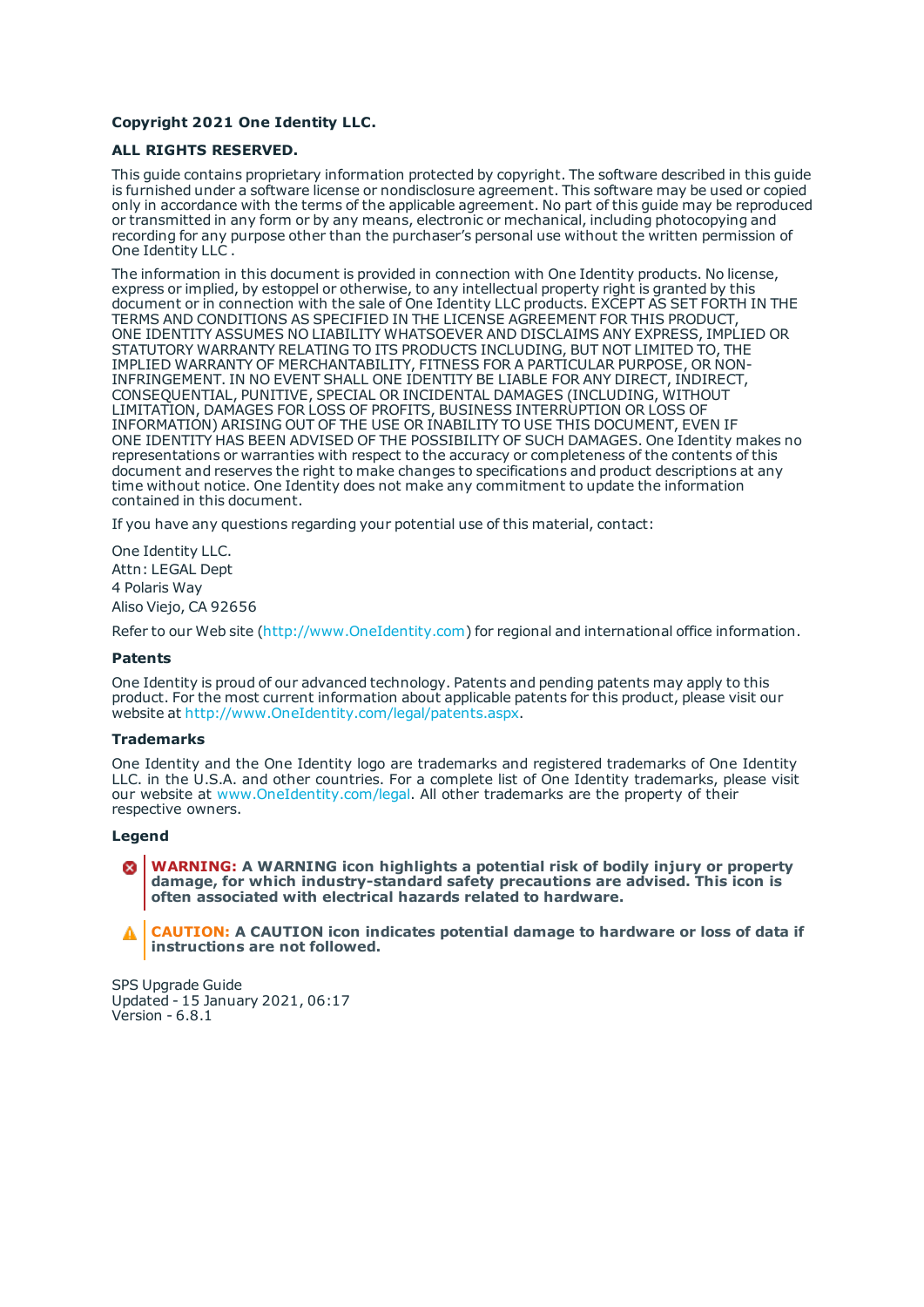**Copyright 2021 One Identity LLC.**

**ALL RIGHTS RESERVED.**

This guide contains proprietary information protected by copyright. The software described in this guide is furnished under a software license or nondisclosure agreement. This software may be used or copied only in accordance with the terms of the applicable agreement. No part of this guide may be reproduced or transmitted in any form or by any means, electronic or mechanical, including photocopying and recording for any purpose other than the purchaser's personal use without the written permission of One Identity LLC .

The information in this document is provided in connection with One Identity products. No license, express or implied, by estoppel or otherwise, to any intellectual property right is granted by this document or in connection with the sale of One Identity LLC products. EXCEPT AS SET FORTH IN THE TERMS AND CONDITIONS AS SPECIFIED IN THE LICENSE AGREEMENT FOR THIS PRODUCT, ONE IDENTITY ASSUMES NO LIABILITY WHATSOEVER AND DISCLAIMS ANY EXPRESS, IMPLIED OR STATUTORY WARRANTY RELATING TO ITS PRODUCTS INCLUDING, BUT NOT LIMITED TO, THE IMPLIED WARRANTY OF MERCHANTABILITY, FITNESS FOR A PARTICULAR PURPOSE, OR NON-INFRINGEMENT. IN NO EVENT SHALL ONE IDENTITY BE LIABLE FOR ANY DIRECT, INDIRECT, CONSEQUENTIAL, PUNITIVE, SPECIAL OR INCIDENTAL DAMAGES (INCLUDING, WITHOUT LIMITATION, DAMAGES FOR LOSS OF PROFITS, BUSINESS INTERRUPTION OR LOSS OF INFORMATION) ARISING OUT OF THE USE OR INABILITY TO USE THIS DOCUMENT, EVEN IF ONE IDENTITY HAS BEEN ADVISED OF THE POSSIBILITY OF SUCH DAMAGES. One Identity makes no representations or warranties with respect to the accuracy or completeness of the contents of this document and reserves the right to make changes to specifications and product descriptions at any time without notice. One Identity does not make any commitment to update the information contained in this document.

If you have any questions regarding your potential use of this material, contact:

One Identity LLC.
Attn: LEGAL Dept
4 Polaris Way
Aliso Viejo, CA 92656

Refer to our Web site (http://www.OneIdentity.com) for regional and international office information.

### Patents

One Identity is proud of our advanced technology. Patents and pending patents may apply to this product. For the most current information about applicable patents for this product, please visit our website at http://www.OneIdentity.com/legal/patents.aspx.

### Trademarks

One Identity and the One Identity logo are trademarks and registered trademarks of One Identity LLC. in the U.S.A. and other countries. For a complete list of One Identity trademarks, please visit our website at www.OneIdentity.com/legal. All other trademarks are the property of their respective owners.

### Legend

**WARNING: A WARNING icon highlights a potential risk of bodily injury or property damage, for which industry-standard safety precautions are advised. This icon is often associated with electrical hazards related to hardware.**

**CAUTION: A CAUTION icon indicates potential damage to hardware or loss of data if instructions are not followed.**

SPS Upgrade Guide
Updated - 15 January 2021, 06:17
Version - 6.8.1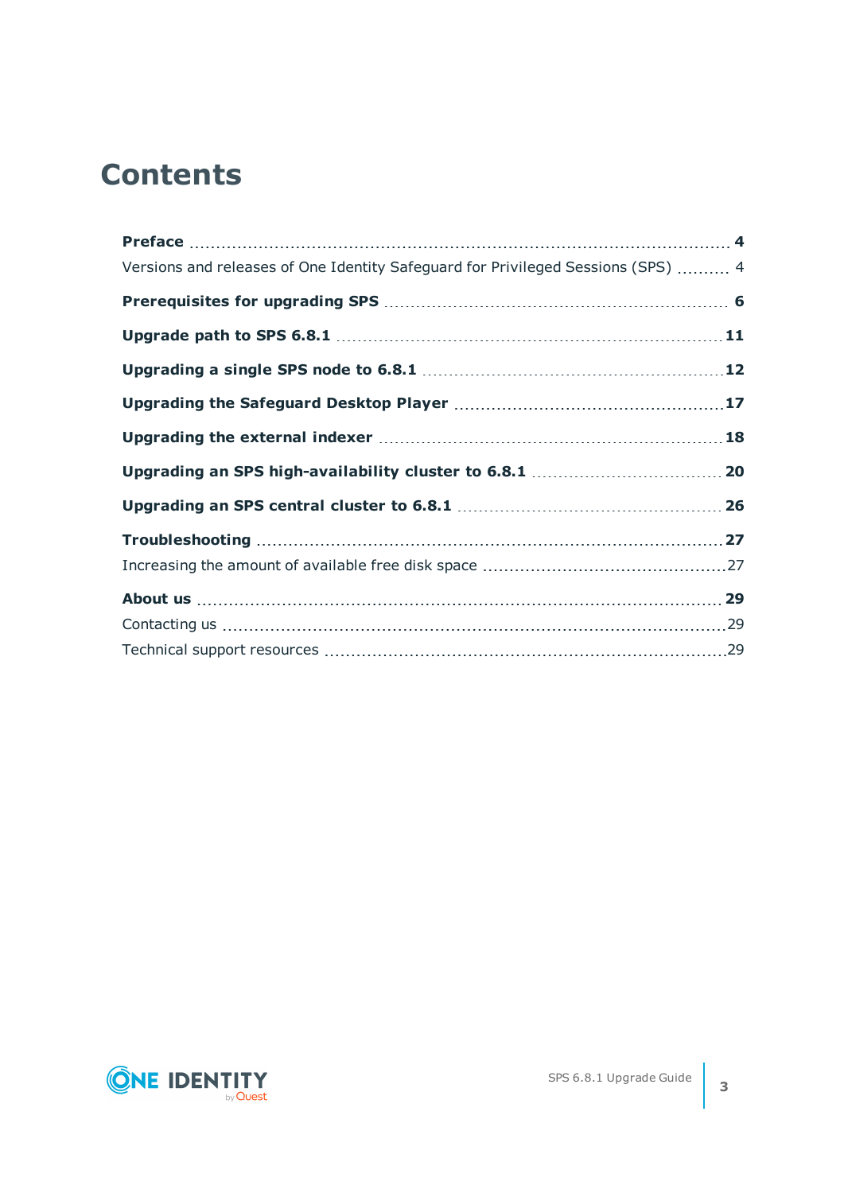# Contents

**Preface** 4

Versions and releases of One Identity Safeguard for Privileged Sessions (SPS) 4

**Prerequisites for upgrading SPS** 6

**Upgrade path to SPS 6.8.1** 11

**Upgrading a single SPS node to 6.8.1** 12

**Upgrading the Safeguard Desktop Player** 17

**Upgrading the external indexer** 18

**Upgrading an SPS high-availability cluster to 6.8.1** 20

**Upgrading an SPS central cluster to 6.8.1** 26

**Troubleshooting** 27

Increasing the amount of available free disk space 27

**About us** 29

Contacting us 29

Technical support resources 29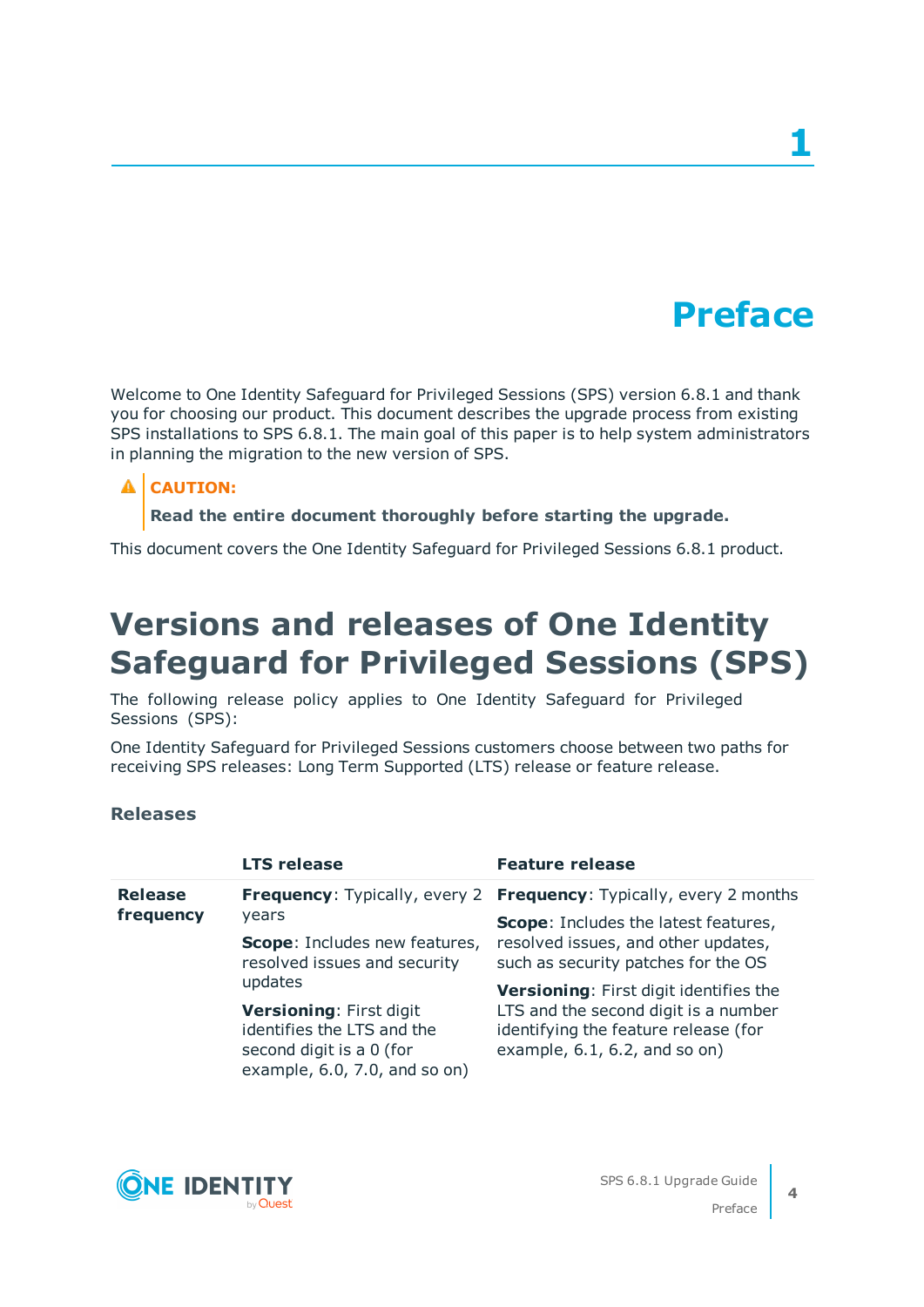# 1 Preface

Welcome to One Identity Safeguard for Privileged Sessions (SPS) version 6.8.1 and thank you for choosing our product. This document describes the upgrade process from existing SPS installations to SPS 6.8.1. The main goal of this paper is to help system administrators in planning the migration to the new version of SPS.

> **CAUTION:**
>
> **Read the entire document thoroughly before starting the upgrade.**

This document covers the One Identity Safeguard for Privileged Sessions 6.8.1 product.

## Versions and releases of One Identity Safeguard for Privileged Sessions (SPS)

The following release policy applies to One Identity Safeguard for Privileged Sessions (SPS):

One Identity Safeguard for Privileged Sessions customers choose between two paths for receiving SPS releases: Long Term Supported (LTS) release or feature release.

### Releases

| | LTS release | Feature release |
|---|---|---|
| **Release frequency** | **Frequency**: Typically, every 2 years<br><br>**Scope**: Includes new features, resolved issues and security updates<br><br>**Versioning**: First digit identifies the LTS and the second digit is a 0 (for example, 6.0, 7.0, and so on) | **Frequency**: Typically, every 2 months<br><br>**Scope**: Includes the latest features, resolved issues, and other updates, such as security patches for the OS<br><br>**Versioning**: First digit identifies the LTS and the second digit is a number identifying the feature release (for example, 6.1, 6.2, and so on) |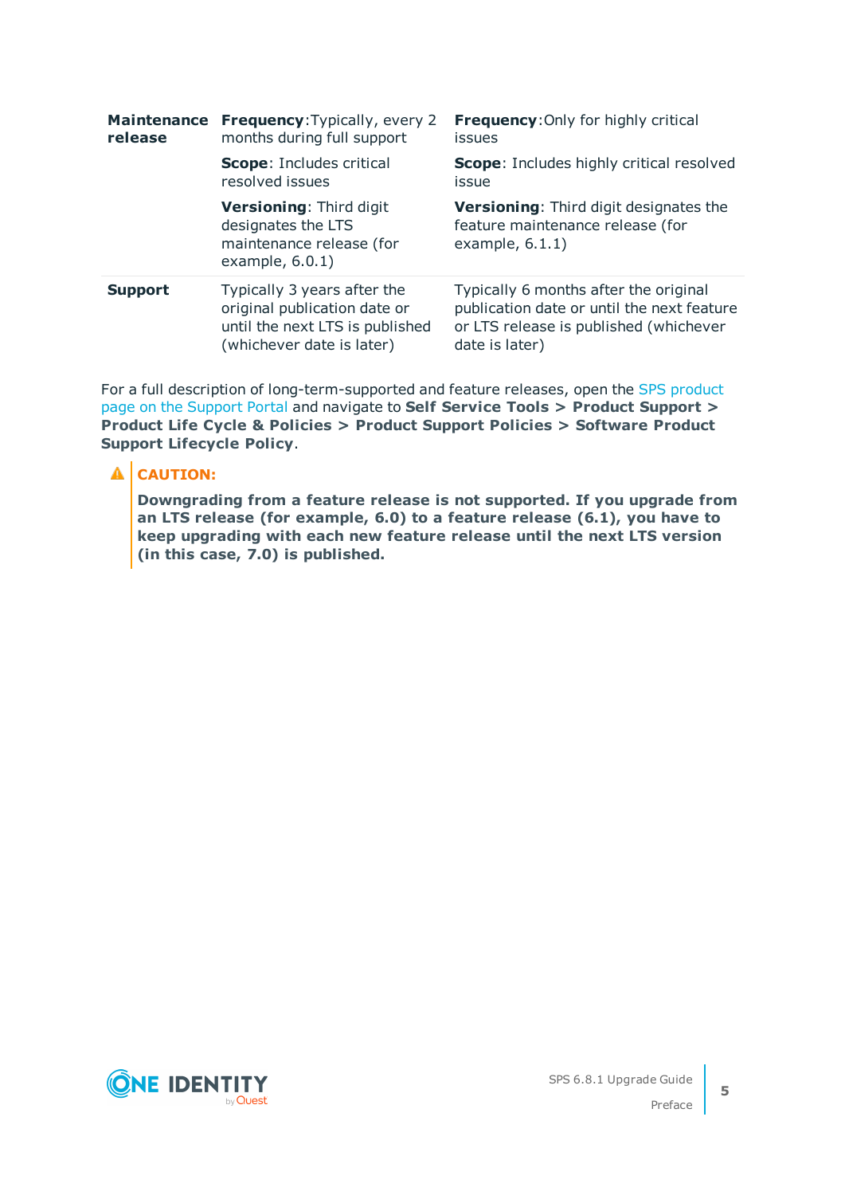| | | |
|---|---|---|
| **Maintenance release** | **Frequency**:Typically, every 2 months during full support<br><br>**Scope**: Includes critical resolved issues<br><br>**Versioning**: Third digit designates the LTS maintenance release (for example, 6.0.1) | **Frequency**:Only for highly critical issues<br><br>**Scope**: Includes highly critical resolved issue<br><br>**Versioning**: Third digit designates the feature maintenance release (for example, 6.1.1) |
| **Support** | Typically 3 years after the original publication date or until the next LTS is published (whichever date is later) | Typically 6 months after the original publication date or until the next feature or LTS release is published (whichever date is later) |

For a full description of long-term-supported and feature releases, open the SPS product page on the Support Portal and navigate to **Self Service Tools > Product Support > Product Life Cycle & Policies > Product Support Policies > Software Product Support Lifecycle Policy**.

**CAUTION:**

**Downgrading from a feature release is not supported. If you upgrade from an LTS release (for example, 6.0) to a feature release (6.1), you have to keep upgrading with each new feature release until the next LTS version (in this case, 7.0) is published.**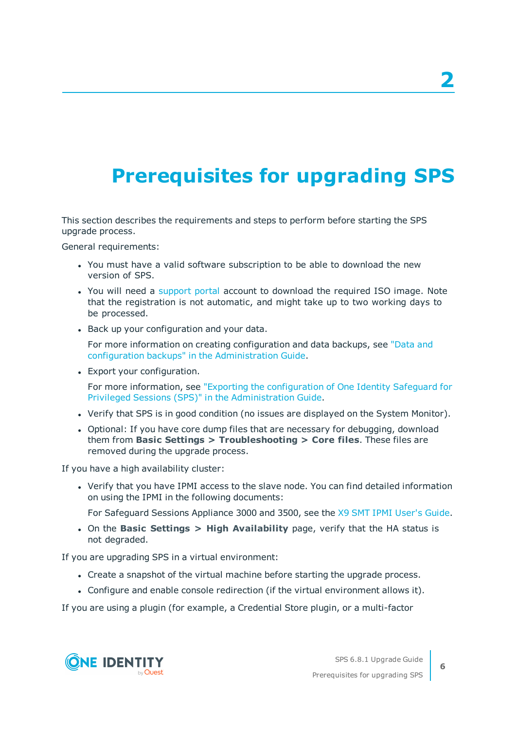# 2

# Prerequisites for upgrading SPS

This section describes the requirements and steps to perform before starting the SPS upgrade process.

General requirements:

- You must have a valid software subscription to be able to download the new version of SPS.
- You will need a support portal account to download the required ISO image. Note that the registration is not automatic, and might take up to two working days to be processed.
- Back up your configuration and your data.

  For more information on creating configuration and data backups, see "Data and configuration backups" in the Administration Guide.
- Export your configuration.

  For more information, see "Exporting the configuration of One Identity Safeguard for Privileged Sessions (SPS)" in the Administration Guide.
- Verify that SPS is in good condition (no issues are displayed on the System Monitor).
- Optional: If you have core dump files that are necessary for debugging, download them from **Basic Settings > Troubleshooting > Core files**. These files are removed during the upgrade process.

If you have a high availability cluster:

- Verify that you have IPMI access to the slave node. You can find detailed information on using the IPMI in the following documents:

  For Safeguard Sessions Appliance 3000 and 3500, see the X9 SMT IPMI User's Guide.
- On the **Basic Settings > High Availability** page, verify that the HA status is not degraded.

If you are upgrading SPS in a virtual environment:

- Create a snapshot of the virtual machine before starting the upgrade process.
- Configure and enable console redirection (if the virtual environment allows it).

If you are using a plugin (for example, a Credential Store plugin, or a multi-factor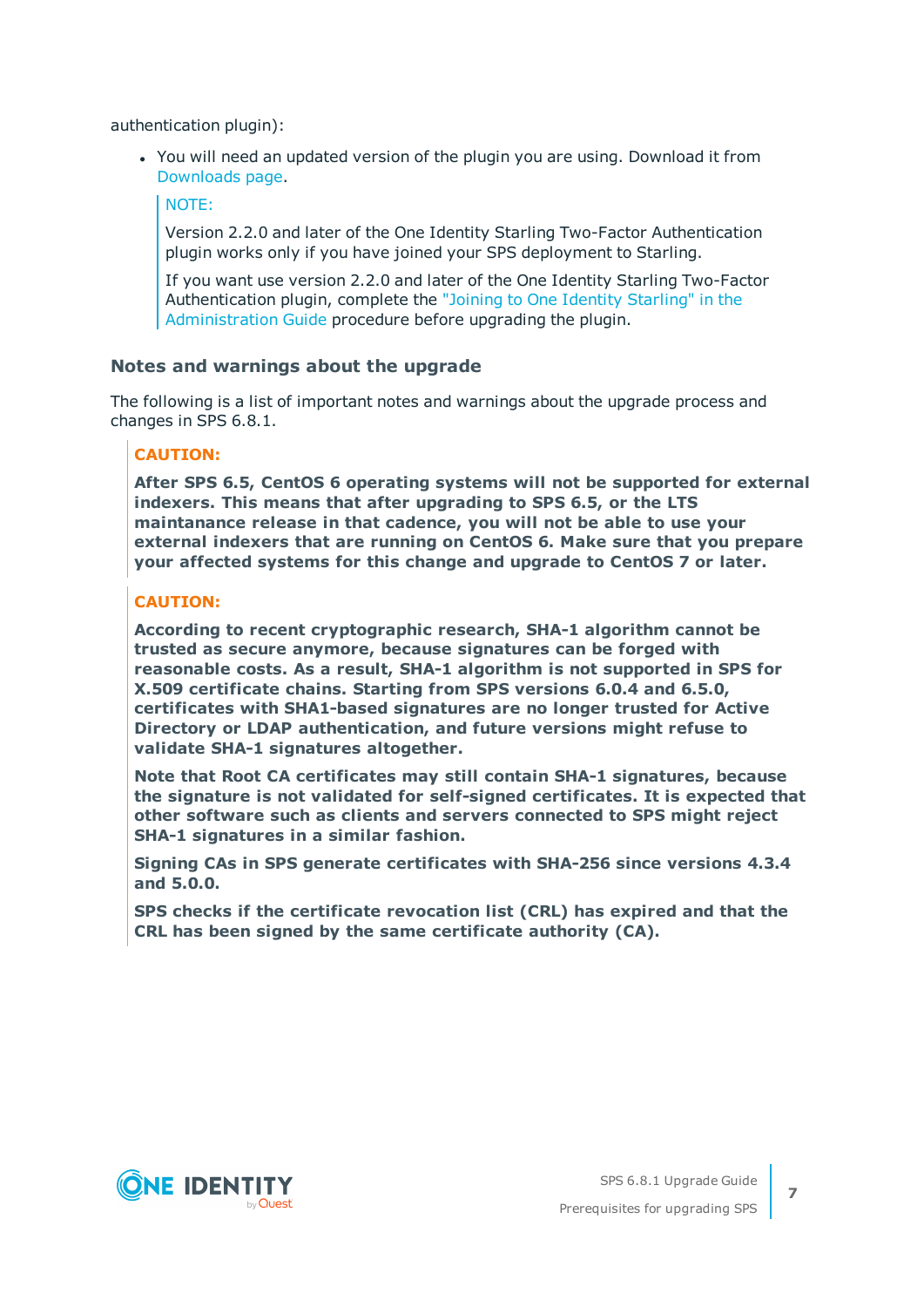authentication plugin):

- You will need an updated version of the plugin you are using. Download it from Downloads page.

  NOTE:

  Version 2.2.0 and later of the One Identity Starling Two-Factor Authentication plugin works only if you have joined your SPS deployment to Starling.

  If you want use version 2.2.0 and later of the One Identity Starling Two-Factor Authentication plugin, complete the "Joining to One Identity Starling" in the Administration Guide procedure before upgrading the plugin.

### Notes and warnings about the upgrade

The following is a list of important notes and warnings about the upgrade process and changes in SPS 6.8.1.

**CAUTION:**

**After SPS 6.5, CentOS 6 operating systems will not be supported for external indexers. This means that after upgrading to SPS 6.5, or the LTS maintanance release in that cadence, you will not be able to use your external indexers that are running on CentOS 6. Make sure that you prepare your affected systems for this change and upgrade to CentOS 7 or later.**

**CAUTION:**

**According to recent cryptographic research, SHA-1 algorithm cannot be trusted as secure anymore, because signatures can be forged with reasonable costs. As a result, SHA-1 algorithm is not supported in SPS for X.509 certificate chains. Starting from SPS versions 6.0.4 and 6.5.0, certificates with SHA1-based signatures are no longer trusted for Active Directory or LDAP authentication, and future versions might refuse to validate SHA-1 signatures altogether.**

**Note that Root CA certificates may still contain SHA-1 signatures, because the signature is not validated for self-signed certificates. It is expected that other software such as clients and servers connected to SPS might reject SHA-1 signatures in a similar fashion.**

**Signing CAs in SPS generate certificates with SHA-256 since versions 4.3.4 and 5.0.0.**

**SPS checks if the certificate revocation list (CRL) has expired and that the CRL has been signed by the same certificate authority (CA).**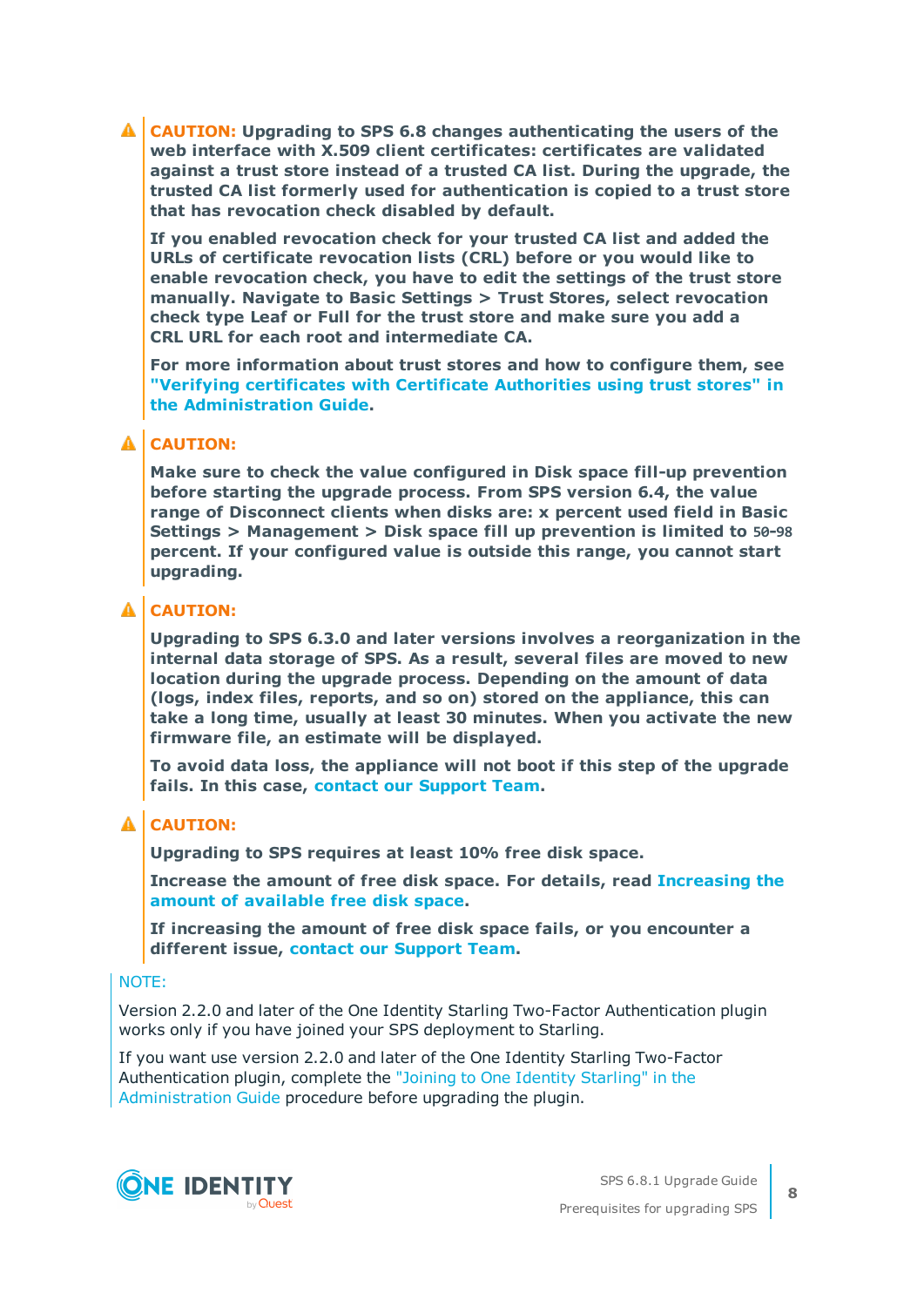**CAUTION: Upgrading to SPS 6.8 changes authenticating the users of the web interface with X.509 client certificates: certificates are validated against a trust store instead of a trusted CA list. During the upgrade, the trusted CA list formerly used for authentication is copied to a trust store that has revocation check disabled by default.**

**If you enabled revocation check for your trusted CA list and added the URLs of certificate revocation lists (CRL) before or you would like to enable revocation check, you have to edit the settings of the trust store manually. Navigate to Basic Settings > Trust Stores, select revocation check type Leaf or Full for the trust store and make sure you add a CRL URL for each root and intermediate CA.**

**For more information about trust stores and how to configure them, see "Verifying certificates with Certificate Authorities using trust stores" in the Administration Guide.**

**CAUTION:**

**Make sure to check the value configured in Disk space fill-up prevention before starting the upgrade process. From SPS version 6.4, the value range of Disconnect clients when disks are: x percent used field in Basic Settings > Management > Disk space fill up prevention is limited to `50-98` percent. If your configured value is outside this range, you cannot start upgrading.**

**CAUTION:**

**Upgrading to SPS 6.3.0 and later versions involves a reorganization in the internal data storage of SPS. As a result, several files are moved to new location during the upgrade process. Depending on the amount of data (logs, index files, reports, and so on) stored on the appliance, this can take a long time, usually at least 30 minutes. When you activate the new firmware file, an estimate will be displayed.**

**To avoid data loss, the appliance will not boot if this step of the upgrade fails. In this case, contact our Support Team.**

**CAUTION:**

**Upgrading to SPS requires at least 10% free disk space.**

**Increase the amount of free disk space. For details, read Increasing the amount of available free disk space.**

**If increasing the amount of free disk space fails, or you encounter a different issue, contact our Support Team.**

NOTE:

Version 2.2.0 and later of the One Identity Starling Two-Factor Authentication plugin works only if you have joined your SPS deployment to Starling.

If you want use version 2.2.0 and later of the One Identity Starling Two-Factor Authentication plugin, complete the "Joining to One Identity Starling" in the Administration Guide procedure before upgrading the plugin.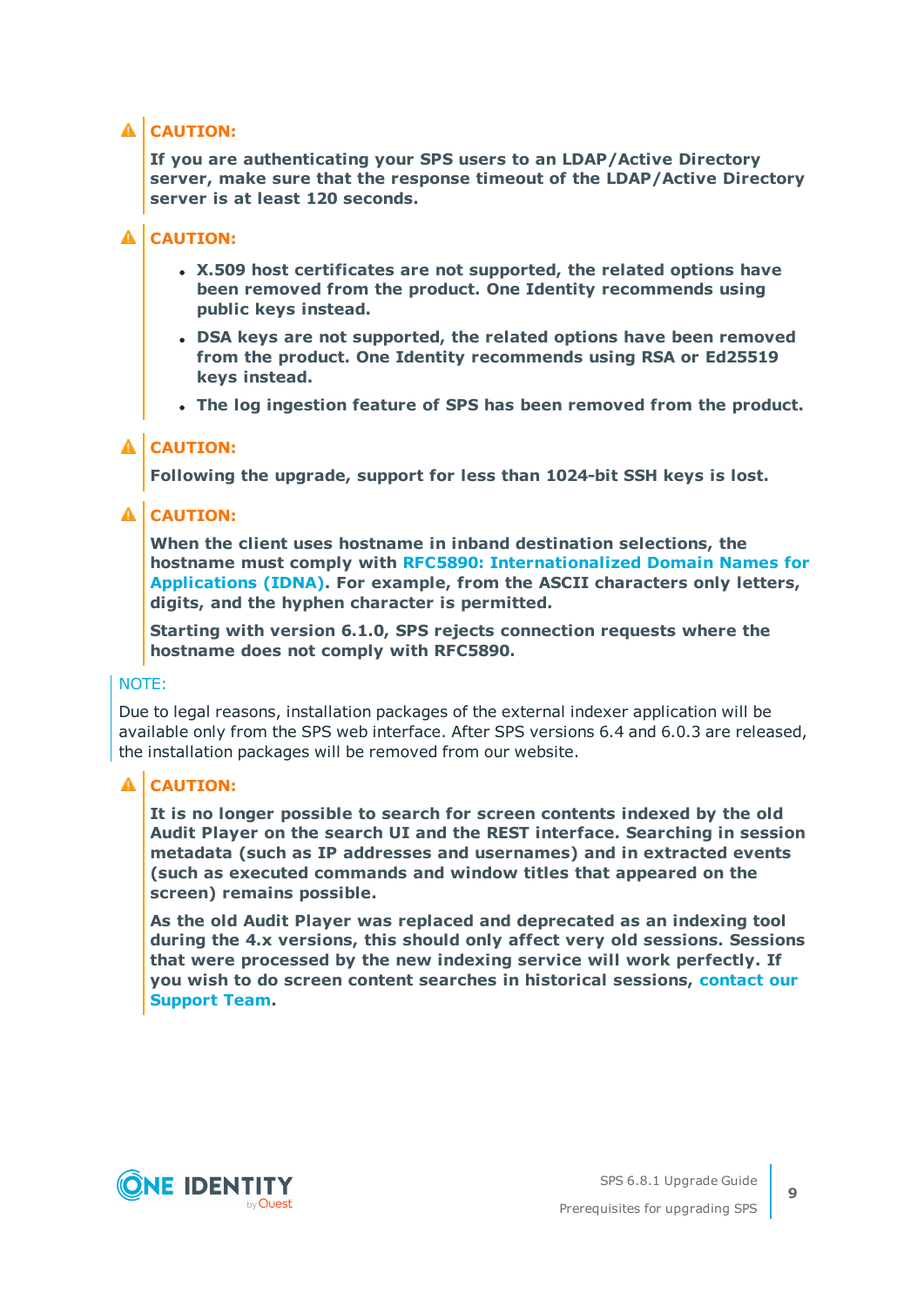**CAUTION:**

**If you are authenticating your SPS users to an LDAP/Active Directory server, make sure that the response timeout of the LDAP/Active Directory server is at least 120 seconds.**

**CAUTION:**

- **X.509 host certificates are not supported, the related options have been removed from the product. One Identity recommends using public keys instead.**
- **DSA keys are not supported, the related options have been removed from the product. One Identity recommends using RSA or Ed25519 keys instead.**
- **The log ingestion feature of SPS has been removed from the product.**

**CAUTION:**

**Following the upgrade, support for less than 1024-bit SSH keys is lost.**

**CAUTION:**

**When the client uses hostname in inband destination selections, the hostname must comply with RFC5890: Internationalized Domain Names for Applications (IDNA). For example, from the ASCII characters only letters, digits, and the hyphen character is permitted.**

**Starting with version 6.1.0, SPS rejects connection requests where the hostname does not comply with RFC5890.**

NOTE:

Due to legal reasons, installation packages of the external indexer application will be available only from the SPS web interface. After SPS versions 6.4 and 6.0.3 are released, the installation packages will be removed from our website.

**CAUTION:**

**It is no longer possible to search for screen contents indexed by the old Audit Player on the search UI and the REST interface. Searching in session metadata (such as IP addresses and usernames) and in extracted events (such as executed commands and window titles that appeared on the screen) remains possible.**

**As the old Audit Player was replaced and deprecated as an indexing tool during the 4.x versions, this should only affect very old sessions. Sessions that were processed by the new indexing service will work perfectly. If you wish to do screen content searches in historical sessions, contact our Support Team.**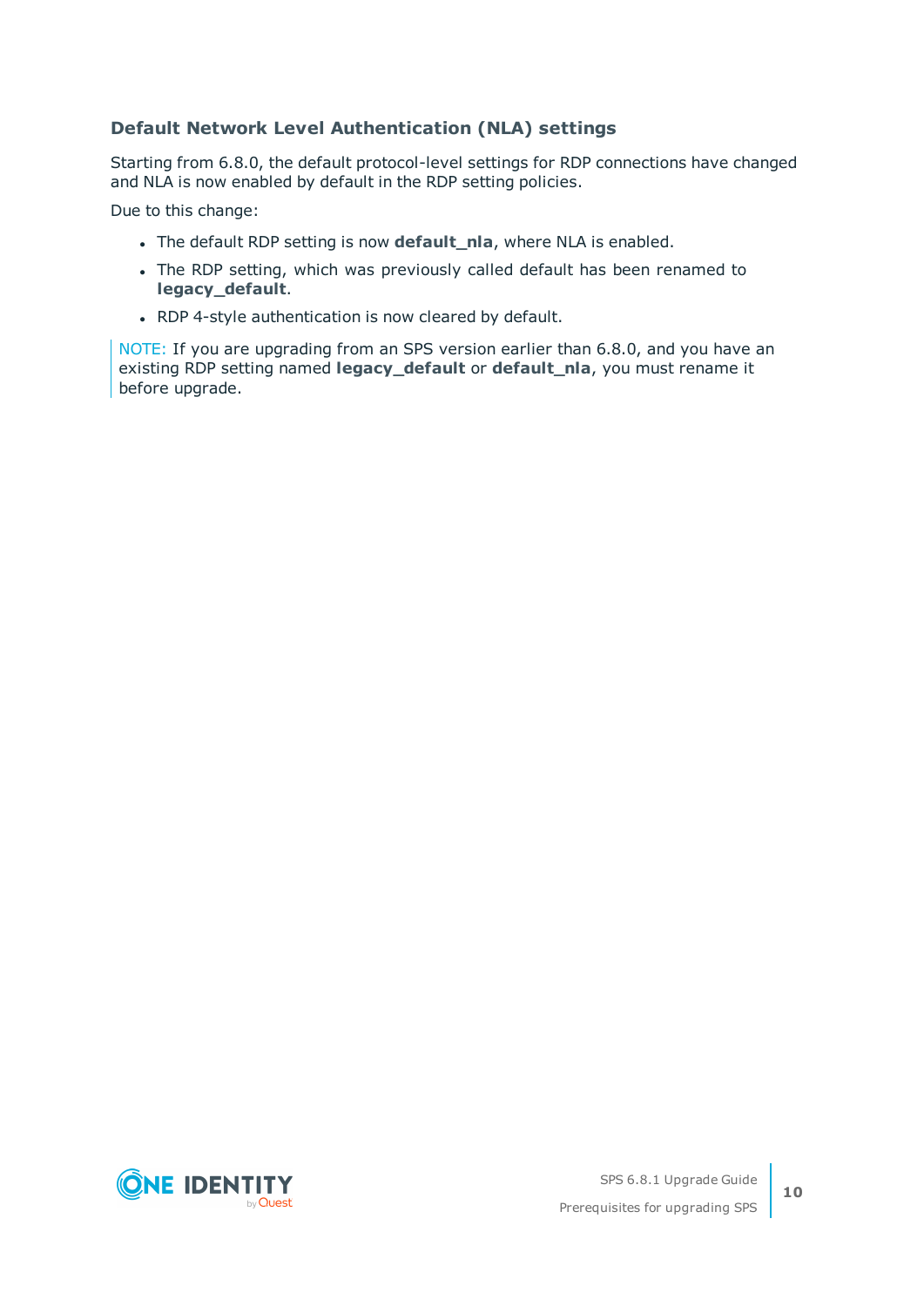### Default Network Level Authentication (NLA) settings

Starting from 6.8.0, the default protocol-level settings for RDP connections have changed and NLA is now enabled by default in the RDP setting policies.

Due to this change:

- The default RDP setting is now **default_nla**, where NLA is enabled.
- The RDP setting, which was previously called default has been renamed to **legacy_default**.
- RDP 4-style authentication is now cleared by default.

NOTE: If you are upgrading from an SPS version earlier than 6.8.0, and you have an existing RDP setting named **legacy_default** or **default_nla**, you must rename it before upgrade.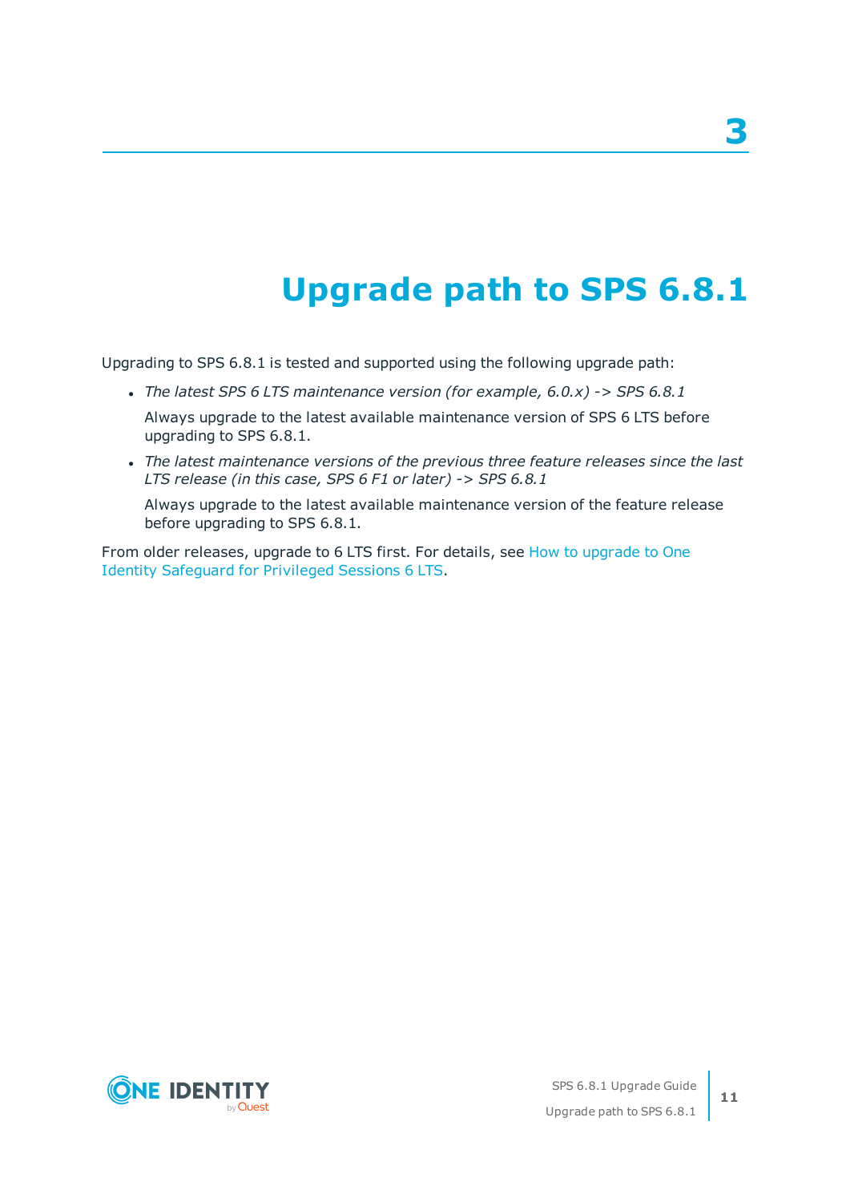# 3 Upgrade path to SPS 6.8.1

Upgrading to SPS 6.8.1 is tested and supported using the following upgrade path:

- *The latest SPS 6 LTS maintenance version (for example, 6.0.x) -> SPS 6.8.1*

  Always upgrade to the latest available maintenance version of SPS 6 LTS before upgrading to SPS 6.8.1.

- *The latest maintenance versions of the previous three feature releases since the last LTS release (in this case, SPS 6 F1 or later) -> SPS 6.8.1*

  Always upgrade to the latest available maintenance version of the feature release before upgrading to SPS 6.8.1.

From older releases, upgrade to 6 LTS first. For details, see How to upgrade to One Identity Safeguard for Privileged Sessions 6 LTS.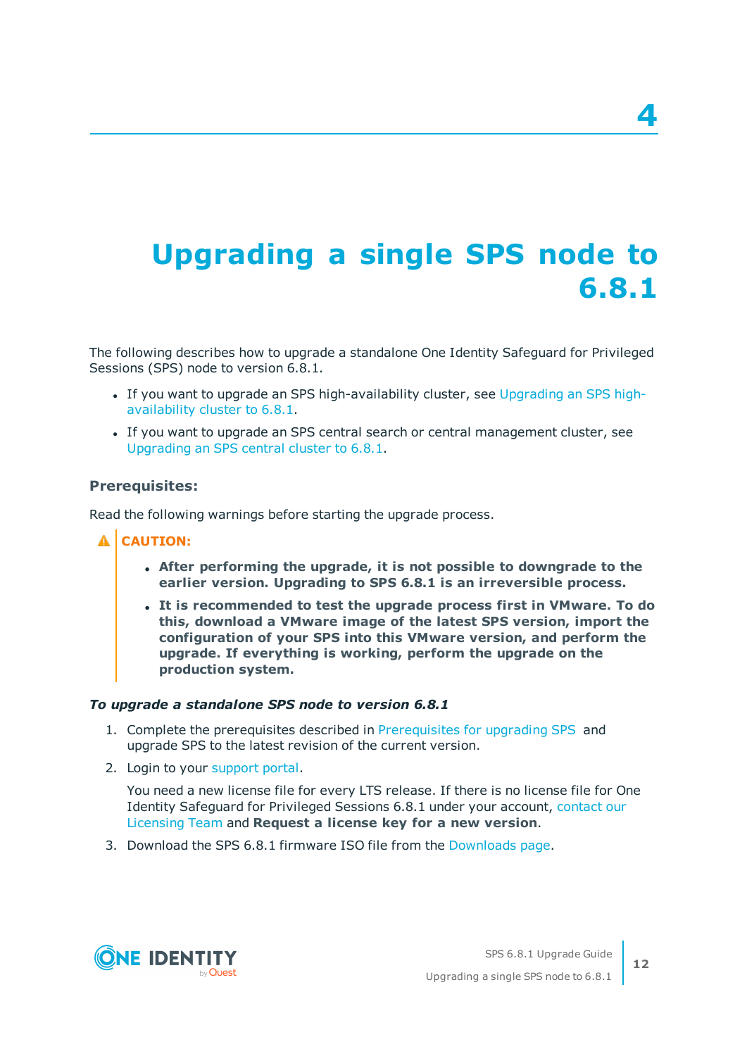# 4

# Upgrading a single SPS node to 6.8.1

The following describes how to upgrade a standalone One Identity Safeguard for Privileged Sessions (SPS) node to version 6.8.1.

- If you want to upgrade an SPS high-availability cluster, see Upgrading an SPS high-availability cluster to 6.8.1.
- If you want to upgrade an SPS central search or central management cluster, see Upgrading an SPS central cluster to 6.8.1.

### Prerequisites:

Read the following warnings before starting the upgrade process.

**CAUTION:**

- **After performing the upgrade, it is not possible to downgrade to the earlier version. Upgrading to SPS 6.8.1 is an irreversible process.**
- **It is recommended to test the upgrade process first in VMware. To do this, download a VMware image of the latest SPS version, import the configuration of your SPS into this VMware version, and perform the upgrade. If everything is working, perform the upgrade on the production system.**

***To upgrade a standalone SPS node to version 6.8.1***

1. Complete the prerequisites described in Prerequisites for upgrading SPS and upgrade SPS to the latest revision of the current version.
2. Login to your support portal.

   You need a new license file for every LTS release. If there is no license file for One Identity Safeguard for Privileged Sessions 6.8.1 under your account, contact our Licensing Team and **Request a license key for a new version**.
3. Download the SPS 6.8.1 firmware ISO file from the Downloads page.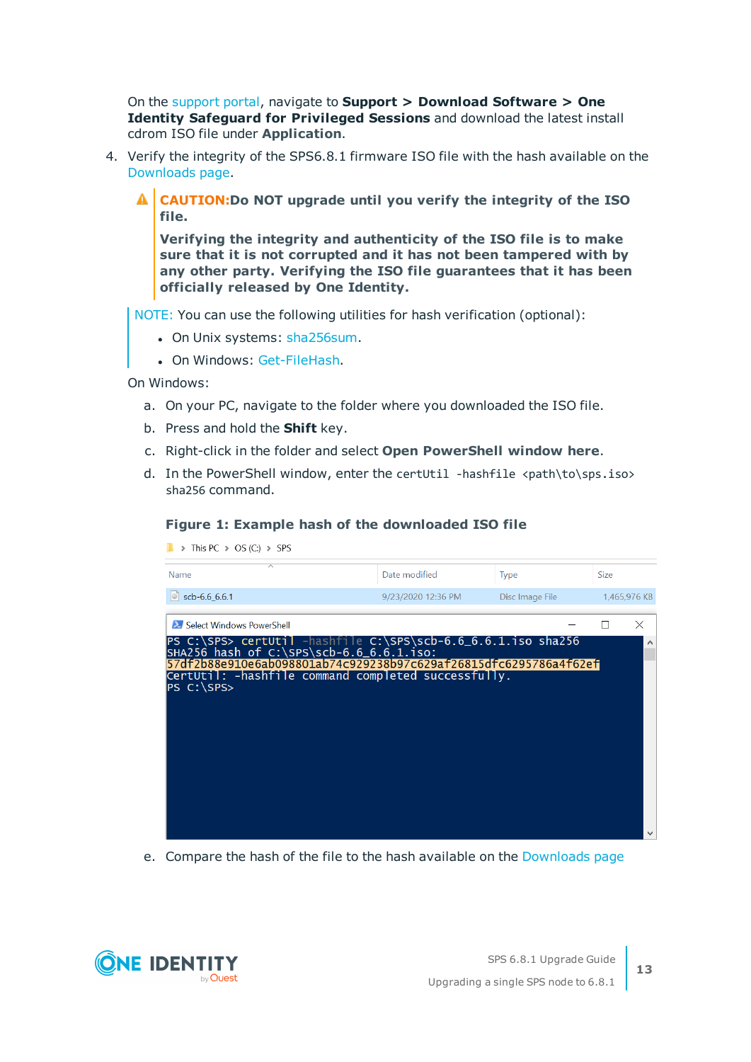On the support portal, navigate to **Support > Download Software > One Identity Safeguard for Privileged Sessions** and download the latest install cdrom ISO file under **Application**.

4. Verify the integrity of the SPS6.8.1 firmware ISO file with the hash available on the Downloads page.

   > **CAUTION:Do NOT upgrade until you verify the integrity of the ISO file.**
   >
   > **Verifying the integrity and authenticity of the ISO file is to make sure that it is not corrupted and it has not been tampered with by any other party. Verifying the ISO file guarantees that it has been officially released by One Identity.**

   > NOTE: You can use the following utilities for hash verification (optional):
   >
   > - On Unix systems: sha256sum.
   > - On Windows: Get-FileHash.

   On Windows:

   a. On your PC, navigate to the folder where you downloaded the ISO file.

   b. Press and hold the **Shift** key.

   c. Right-click in the folder and select **Open PowerShell window here**.

   d. In the PowerShell window, enter the `certUtil -hashfile <path\to\sps.iso> sha256` command.

   **Figure 1: Example hash of the downloaded ISO file**

   This PC > OS (C:) > SPS

   | Name | Date modified | Type | Size |
   |---|---|---|---|
   | scb-6.6_6.6.1 | 9/23/2020 12:36 PM | Disc Image File | 1,465,976 KB |

   Select Windows PowerShell

   ```
   PS C:\SPS> certUtil -hashfile C:\SPS\scb-6.6_6.6.1.iso sha256
   SHA256 hash of C:\SPS\scb-6.6_6.6.1.iso:
   57df2b88e910e6ab098801ab74c929238b97c629af26815dfc6295786a4f62ef
   CertUtil: -hashfile command completed successfully.
   PS C:\SPS>
   ```

   e. Compare the hash of the file to the hash available on the Downloads page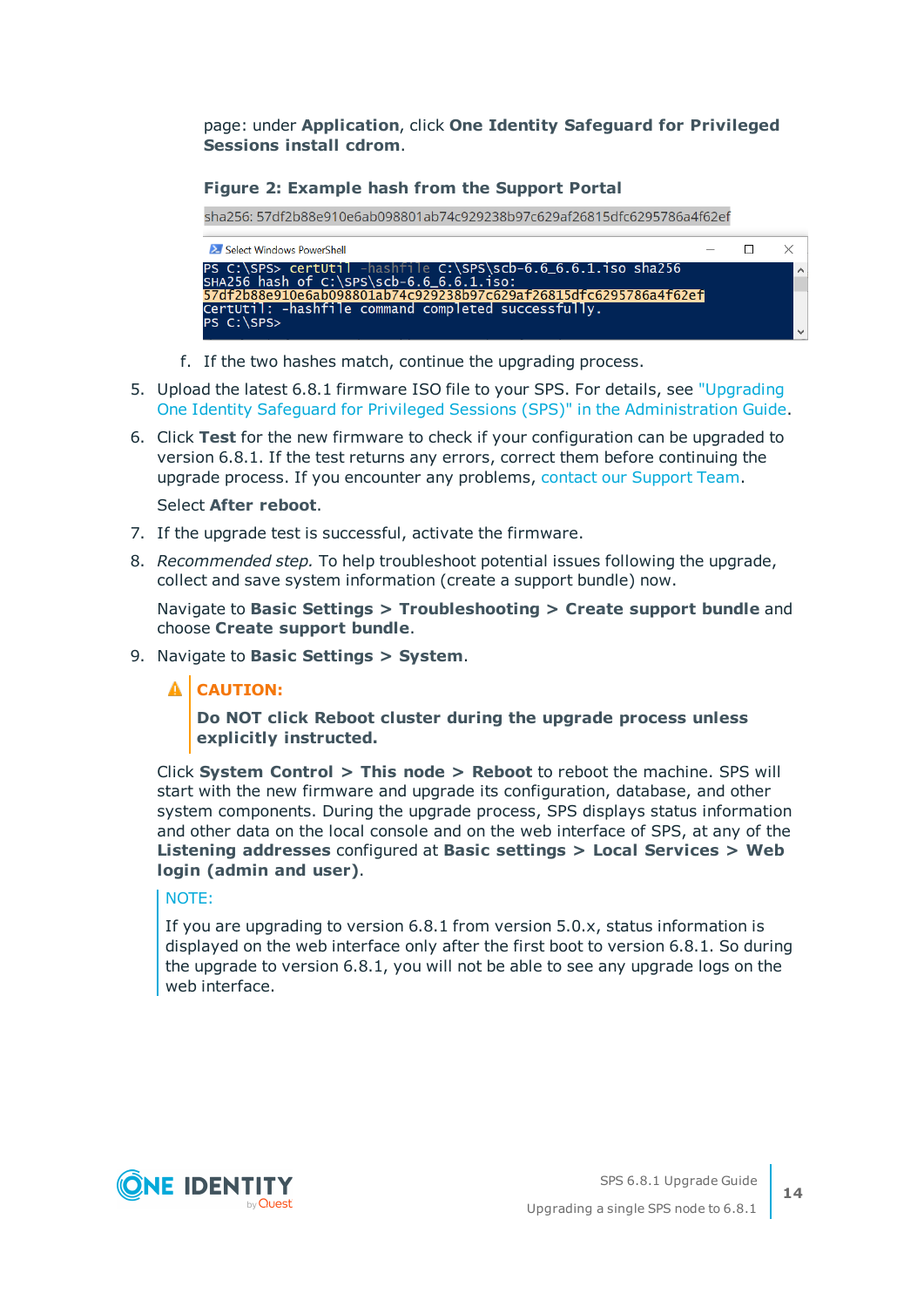page: under **Application**, click **One Identity Safeguard for Privileged Sessions install cdrom**.

**Figure 2: Example hash from the Support Portal**

sha256: 57df2b88e910e6ab098801ab74c929238b97c629af26815dfc6295786a4f62ef

```
Select Windows PowerShell
PS C:\SPS> certUtil -hashfile C:\SPS\scb-6.6_6.6.1.iso sha256
SHA256 hash of C:\SPS\scb-6.6_6.6.1.iso:
57df2b88e910e6ab098801ab74c929238b97c629af26815dfc6295786a4f62ef
CertUtil: -hashfile command completed successfully.
PS C:\SPS>
```

f. If the two hashes match, continue the upgrading process.

5. Upload the latest 6.8.1 firmware ISO file to your SPS. For details, see "Upgrading One Identity Safeguard for Privileged Sessions (SPS)" in the Administration Guide.

6. Click **Test** for the new firmware to check if your configuration can be upgraded to version 6.8.1. If the test returns any errors, correct them before continuing the upgrade process. If you encounter any problems, contact our Support Team.

   Select **After reboot**.

7. If the upgrade test is successful, activate the firmware.

8. *Recommended step.* To help troubleshoot potential issues following the upgrade, collect and save system information (create a support bundle) now.

   Navigate to **Basic Settings > Troubleshooting > Create support bundle** and choose **Create support bundle**.

9. Navigate to **Basic Settings > System**.

   **CAUTION:**

   **Do NOT click Reboot cluster during the upgrade process unless explicitly instructed.**

   Click **System Control > This node > Reboot** to reboot the machine. SPS will start with the new firmware and upgrade its configuration, database, and other system components. During the upgrade process, SPS displays status information and other data on the local console and on the web interface of SPS, at any of the **Listening addresses** configured at **Basic settings > Local Services > Web login (admin and user)**.

   NOTE:

   If you are upgrading to version 6.8.1 from version 5.0.x, status information is displayed on the web interface only after the first boot to version 6.8.1. So during the upgrade to version 6.8.1, you will not be able to see any upgrade logs on the web interface.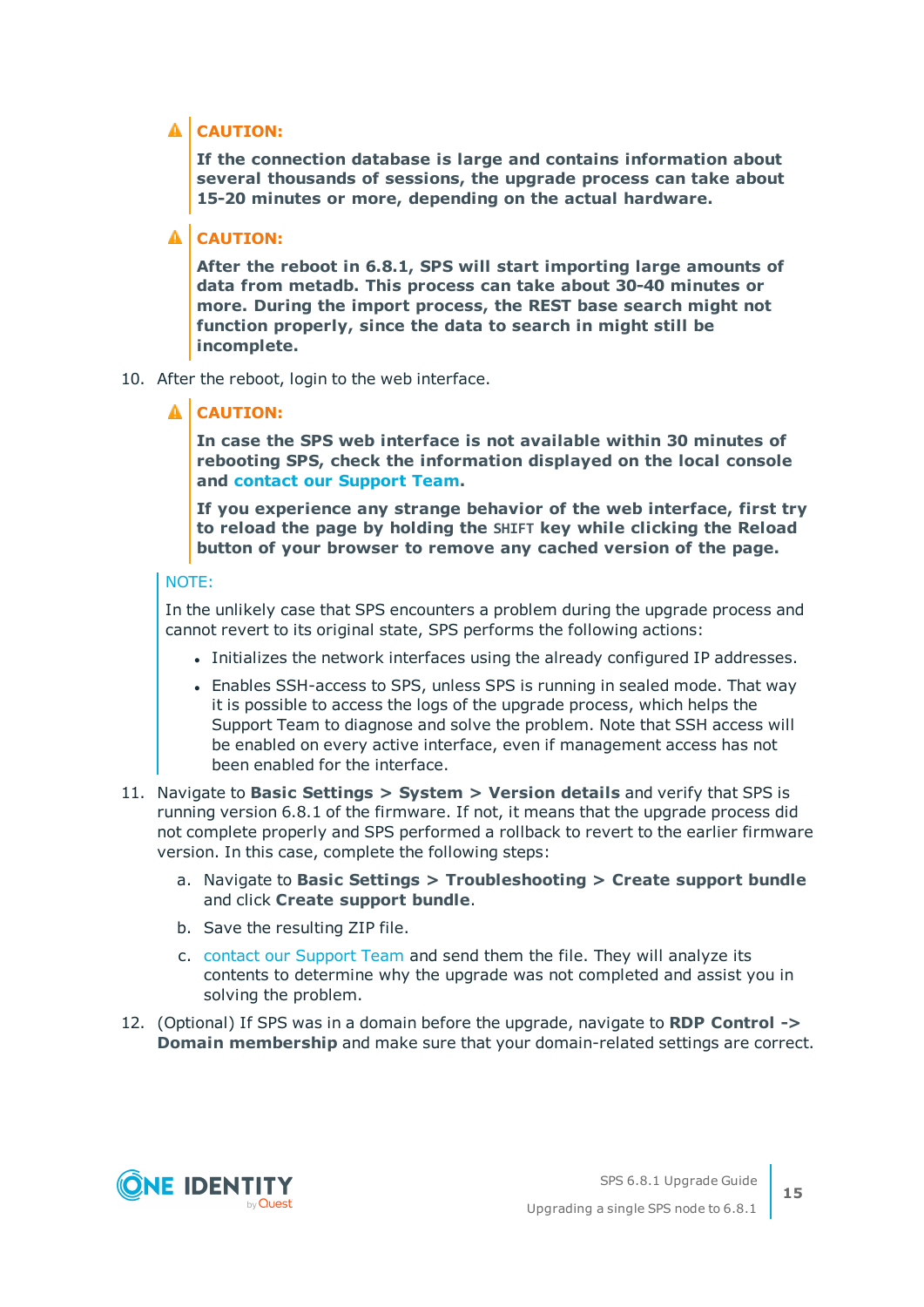> **CAUTION:**
>
> **If the connection database is large and contains information about several thousands of sessions, the upgrade process can take about 15-20 minutes or more, depending on the actual hardware.**

> **CAUTION:**
>
> **After the reboot in 6.8.1, SPS will start importing large amounts of data from metadb. This process can take about 30-40 minutes or more. During the import process, the REST base search might not function properly, since the data to search in might still be incomplete.**

10. After the reboot, login to the web interface.

    > **CAUTION:**
    >
    > **In case the SPS web interface is not available within 30 minutes of rebooting SPS, check the information displayed on the local console and contact our Support Team.**
    >
    > **If you experience any strange behavior of the web interface, first try to reload the page by holding the `SHIFT` key while clicking the Reload button of your browser to remove any cached version of the page.**

    > NOTE:
    >
    > In the unlikely case that SPS encounters a problem during the upgrade process and cannot revert to its original state, SPS performs the following actions:
    >
    > - Initializes the network interfaces using the already configured IP addresses.
    > - Enables SSH-access to SPS, unless SPS is running in sealed mode. That way it is possible to access the logs of the upgrade process, which helps the Support Team to diagnose and solve the problem. Note that SSH access will be enabled on every active interface, even if management access has not been enabled for the interface.

11. Navigate to **Basic Settings > System > Version details** and verify that SPS is running version 6.8.1 of the firmware. If not, it means that the upgrade process did not complete properly and SPS performed a rollback to revert to the earlier firmware version. In this case, complete the following steps:

    a. Navigate to **Basic Settings > Troubleshooting > Create support bundle** and click **Create support bundle**.

    b. Save the resulting ZIP file.

    c. contact our Support Team and send them the file. They will analyze its contents to determine why the upgrade was not completed and assist you in solving the problem.

12. (Optional) If SPS was in a domain before the upgrade, navigate to **RDP Control -> Domain membership** and make sure that your domain-related settings are correct.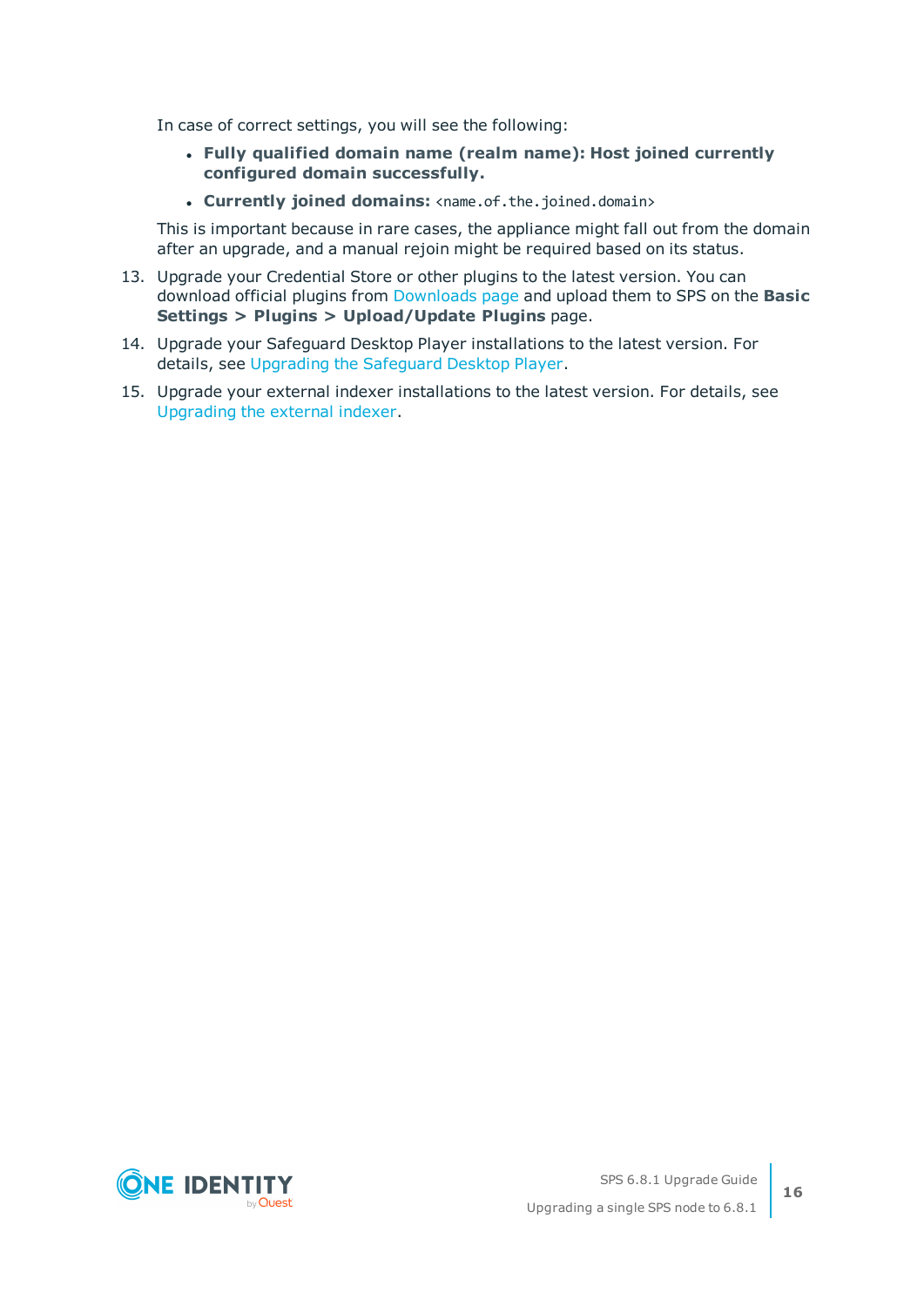In case of correct settings, you will see the following:

- **Fully qualified domain name (realm name): Host joined currently configured domain successfully.**
- **Currently joined domains:** `<name.of.the.joined.domain>`

This is important because in rare cases, the appliance might fall out from the domain after an upgrade, and a manual rejoin might be required based on its status.

13. Upgrade your Credential Store or other plugins to the latest version. You can download official plugins from Downloads page and upload them to SPS on the **Basic Settings > Plugins > Upload/Update Plugins** page.
14. Upgrade your Safeguard Desktop Player installations to the latest version. For details, see Upgrading the Safeguard Desktop Player.
15. Upgrade your external indexer installations to the latest version. For details, see Upgrading the external indexer.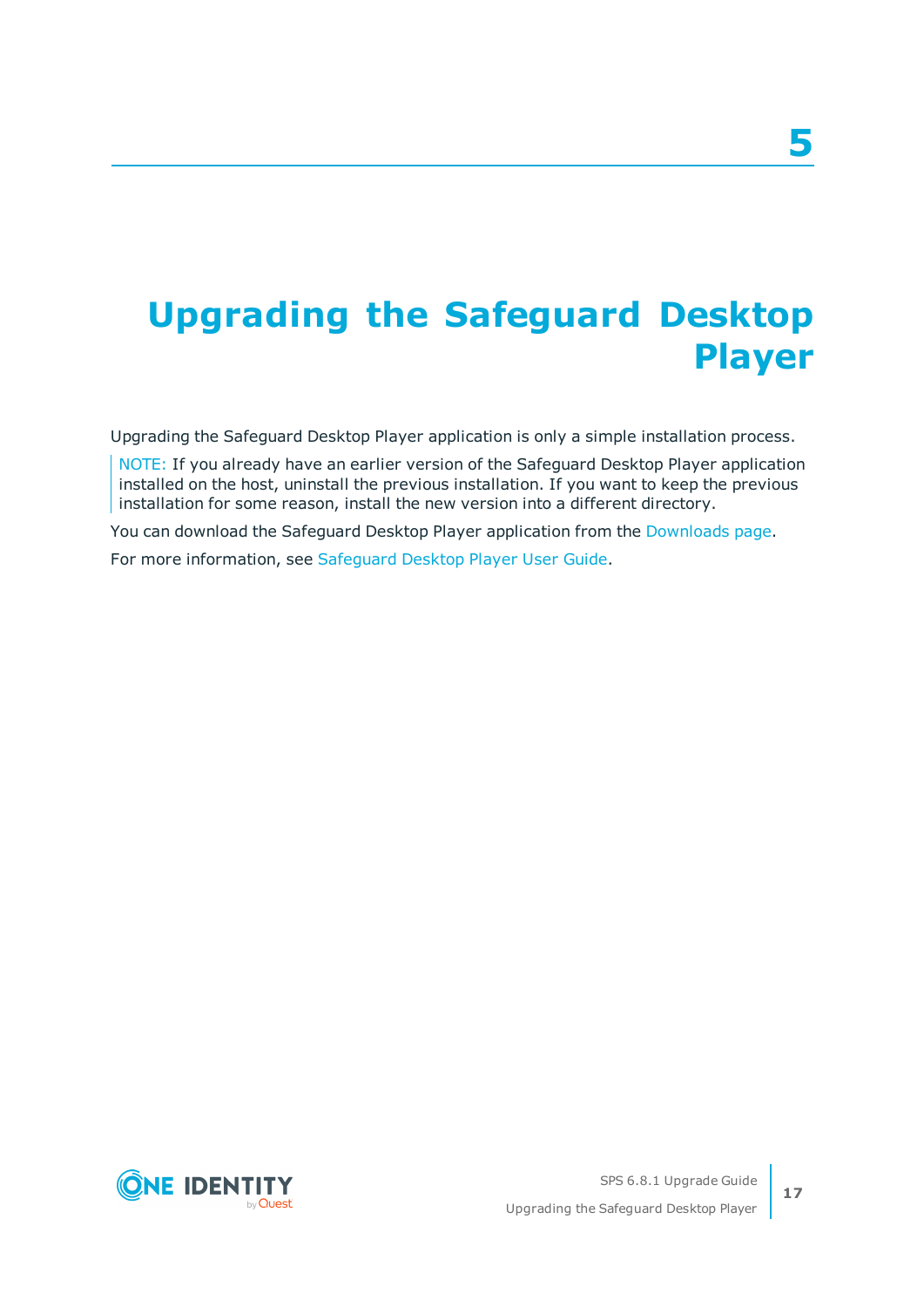# 5

# Upgrading the Safeguard Desktop Player

Upgrading the Safeguard Desktop Player application is only a simple installation process.

> NOTE: If you already have an earlier version of the Safeguard Desktop Player application installed on the host, uninstall the previous installation. If you want to keep the previous installation for some reason, install the new version into a different directory.

You can download the Safeguard Desktop Player application from the Downloads page.

For more information, see Safeguard Desktop Player User Guide.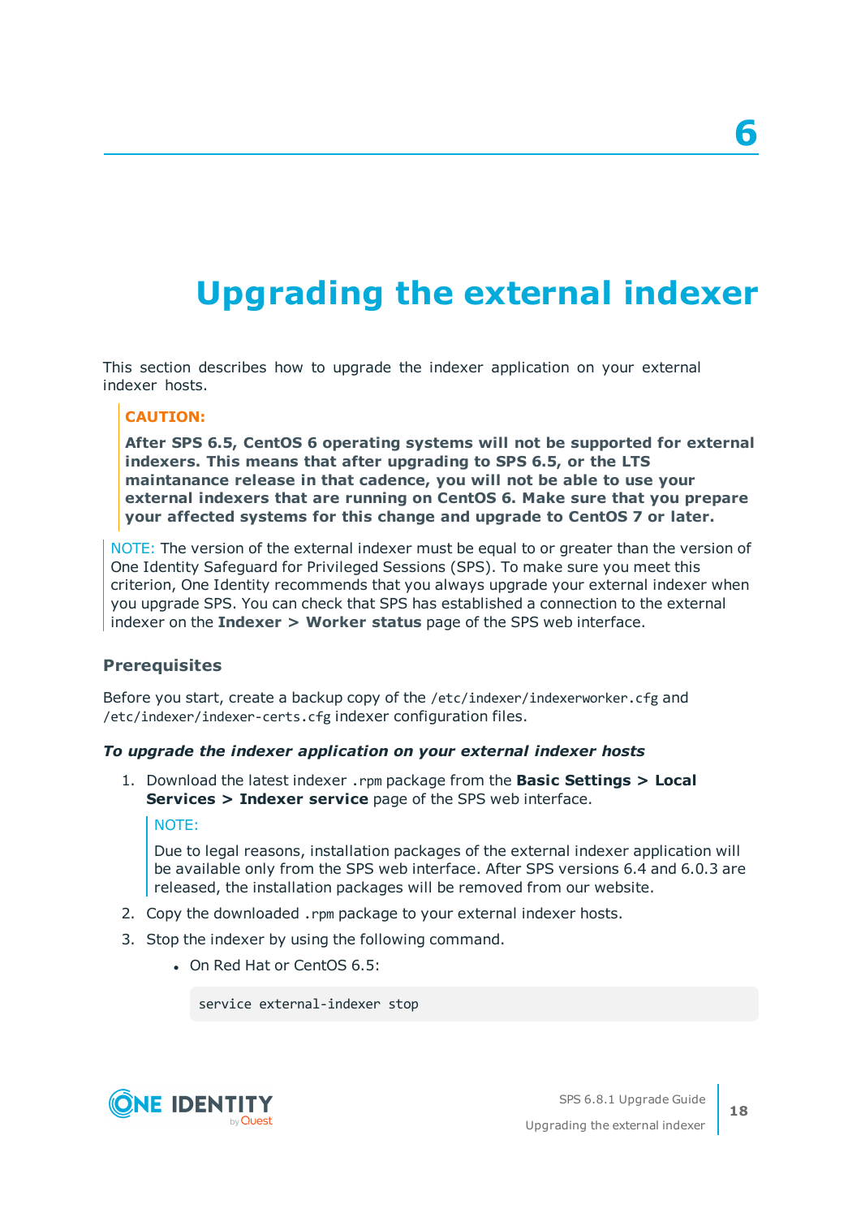# 6 Upgrading the external indexer

This section describes how to upgrade the indexer application on your external indexer hosts.

**CAUTION:**

**After SPS 6.5, CentOS 6 operating systems will not be supported for external indexers. This means that after upgrading to SPS 6.5, or the LTS maintanance release in that cadence, you will not be able to use your external indexers that are running on CentOS 6. Make sure that you prepare your affected systems for this change and upgrade to CentOS 7 or later.**

NOTE: The version of the external indexer must be equal to or greater than the version of One Identity Safeguard for Privileged Sessions (SPS). To make sure you meet this criterion, One Identity recommends that you always upgrade your external indexer when you upgrade SPS. You can check that SPS has established a connection to the external indexer on the **Indexer > Worker status** page of the SPS web interface.

### Prerequisites

Before you start, create a backup copy of the `/etc/indexer/indexerworker.cfg` and `/etc/indexer/indexer-certs.cfg` indexer configuration files.

***To upgrade the indexer application on your external indexer hosts***

1. Download the latest indexer `.rpm` package from the **Basic Settings > Local Services > Indexer service** page of the SPS web interface.

   NOTE:

   Due to legal reasons, installation packages of the external indexer application will be available only from the SPS web interface. After SPS versions 6.4 and 6.0.3 are released, the installation packages will be removed from our website.

2. Copy the downloaded `.rpm` package to your external indexer hosts.
3. Stop the indexer by using the following command.
   - On Red Hat or CentOS 6.5:

     ```
     service external-indexer stop
     ```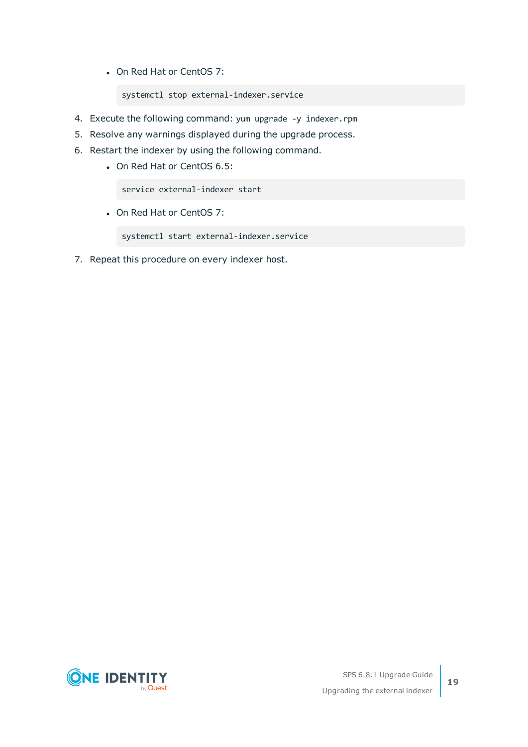- On Red Hat or CentOS 7:

  ```
  systemctl stop external-indexer.service
  ```

4. Execute the following command: `yum upgrade -y indexer.rpm`
5. Resolve any warnings displayed during the upgrade process.
6. Restart the indexer by using the following command.
   - On Red Hat or CentOS 6.5:

     ```
     service external-indexer start
     ```

   - On Red Hat or CentOS 7:

     ```
     systemctl start external-indexer.service
     ```

7. Repeat this procedure on every indexer host.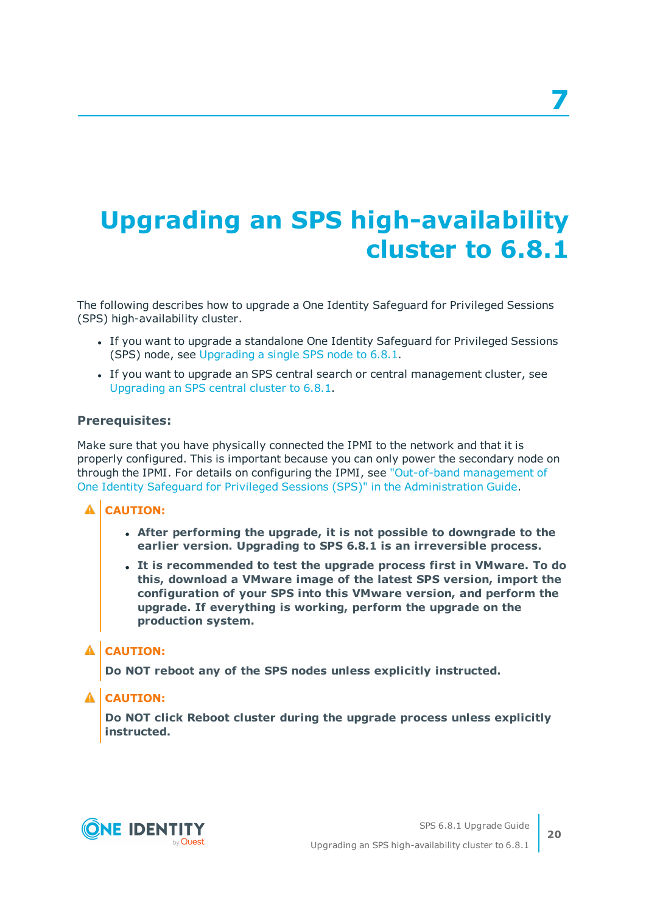# 7

# Upgrading an SPS high-availability cluster to 6.8.1

The following describes how to upgrade a One Identity Safeguard for Privileged Sessions (SPS) high-availability cluster.

- If you want to upgrade a standalone One Identity Safeguard for Privileged Sessions (SPS) node, see Upgrading a single SPS node to 6.8.1.
- If you want to upgrade an SPS central search or central management cluster, see Upgrading an SPS central cluster to 6.8.1.

### Prerequisites:

Make sure that you have physically connected the IPMI to the network and that it is properly configured. This is important because you can only power the secondary node on through the IPMI. For details on configuring the IPMI, see "Out-of-band management of One Identity Safeguard for Privileged Sessions (SPS)" in the Administration Guide.

**CAUTION:**

- **After performing the upgrade, it is not possible to downgrade to the earlier version. Upgrading to SPS 6.8.1 is an irreversible process.**
- **It is recommended to test the upgrade process first in VMware. To do this, download a VMware image of the latest SPS version, import the configuration of your SPS into this VMware version, and perform the upgrade. If everything is working, perform the upgrade on the production system.**

**CAUTION:**

**Do NOT reboot any of the SPS nodes unless explicitly instructed.**

**CAUTION:**

**Do NOT click Reboot cluster during the upgrade process unless explicitly instructed.**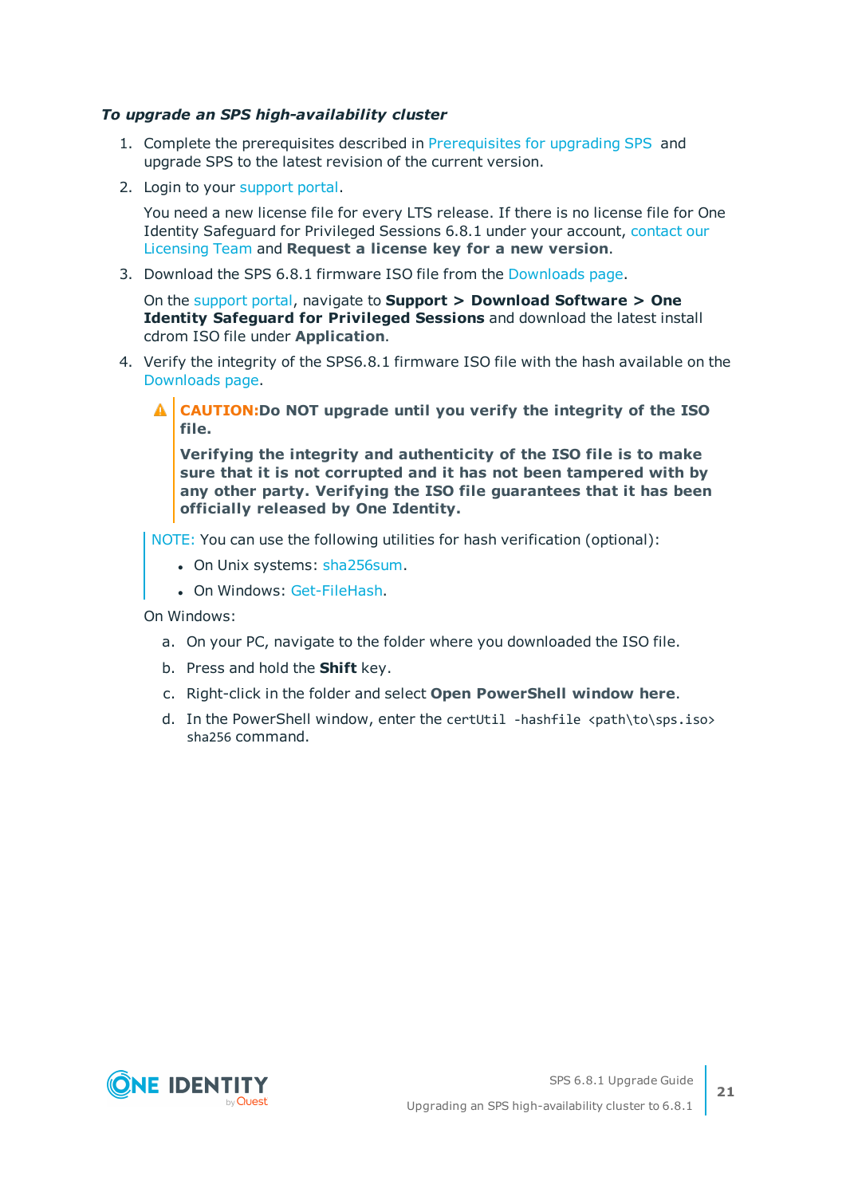*To upgrade an SPS high-availability cluster*

1. Complete the prerequisites described in Prerequisites for upgrading SPS and upgrade SPS to the latest revision of the current version.
2. Login to your support portal.

   You need a new license file for every LTS release. If there is no license file for One Identity Safeguard for Privileged Sessions 6.8.1 under your account, contact our Licensing Team and **Request a license key for a new version**.
3. Download the SPS 6.8.1 firmware ISO file from the Downloads page.

   On the support portal, navigate to **Support > Download Software > One Identity Safeguard for Privileged Sessions** and download the latest install cdrom ISO file under **Application**.
4. Verify the integrity of the SPS6.8.1 firmware ISO file with the hash available on the Downloads page.

   > **CAUTION: Do NOT upgrade until you verify the integrity of the ISO file.**
   >
   > **Verifying the integrity and authenticity of the ISO file is to make sure that it is not corrupted and it has not been tampered with by any other party. Verifying the ISO file guarantees that it has been officially released by One Identity.**

   > NOTE: You can use the following utilities for hash verification (optional):
   >
   > - On Unix systems: sha256sum.
   > - On Windows: Get-FileHash.

   On Windows:

   a. On your PC, navigate to the folder where you downloaded the ISO file.

   b. Press and hold the **Shift** key.

   c. Right-click in the folder and select **Open PowerShell window here**.

   d. In the PowerShell window, enter the `certUtil -hashfile <path\to\sps.iso> sha256` command.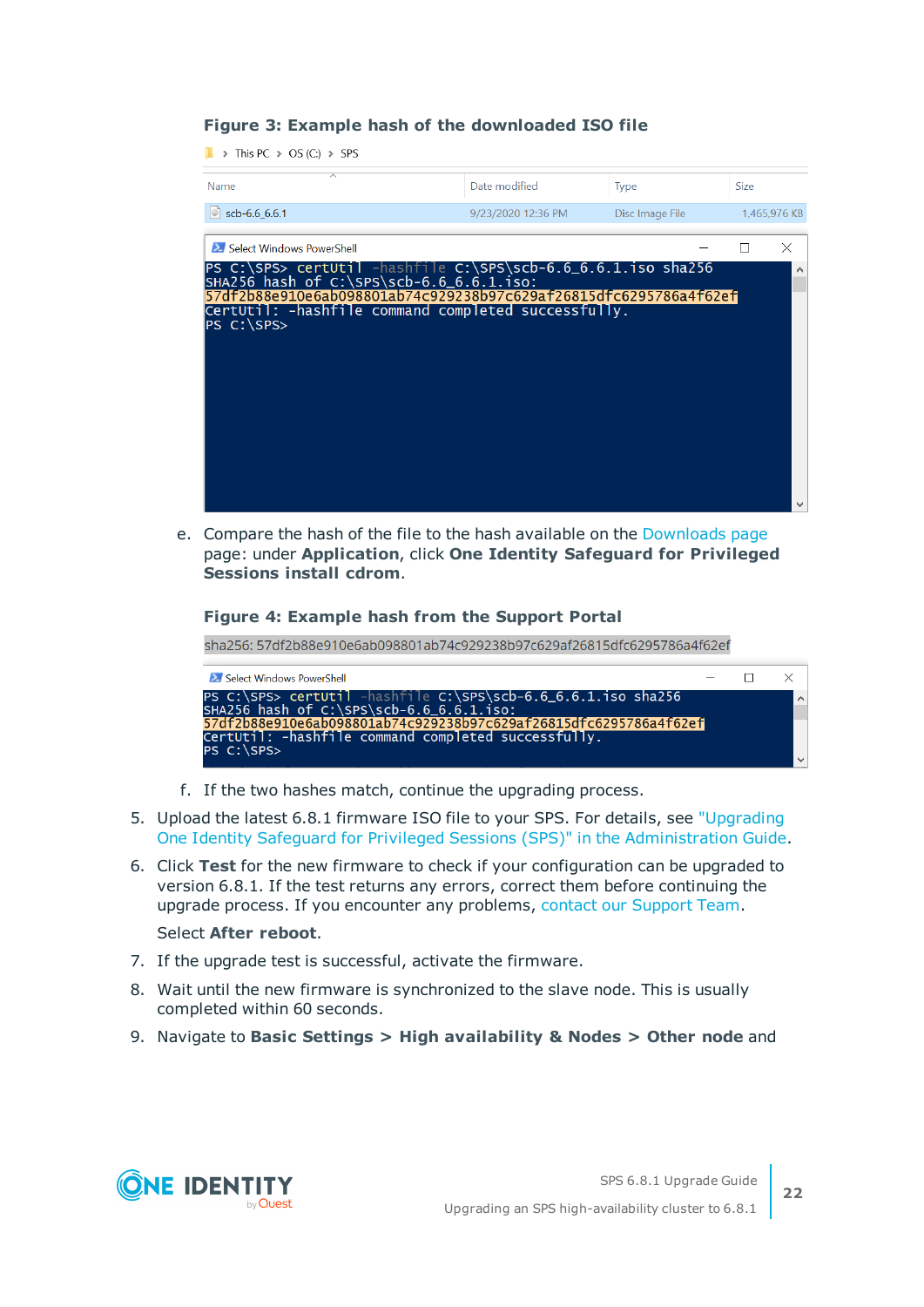**Figure 3: Example hash of the downloaded ISO file**

This PC > OS (C:) > SPS

| Name | Date modified | Type | Size |
|---|---|---|---|
| scb-6.6_6.6.1 | 9/23/2020 12:36 PM | Disc Image File | 1,465,976 KB |

Select Windows PowerShell

```
PS C:\SPS> certUtil -hashfile C:\SPS\scb-6.6_6.6.1.iso sha256
SHA256 hash of C:\SPS\scb-6.6_6.6.1.iso:
57df2b88e910e6ab098801ab74c929238b97c629af26815dfc6295786a4f62ef
CertUtil: -hashfile command completed successfully.
PS C:\SPS>
```

e. Compare the hash of the file to the hash available on the Downloads page page: under **Application**, click **One Identity Safeguard for Privileged Sessions install cdrom**.

**Figure 4: Example hash from the Support Portal**

sha256: 57df2b88e910e6ab098801ab74c929238b97c629af26815dfc6295786a4f62ef

Select Windows PowerShell

```
PS C:\SPS> certUtil -hashfile C:\SPS\scb-6.6_6.6.1.iso sha256
SHA256 hash of C:\SPS\scb-6.6_6.6.1.iso:
57df2b88e910e6ab098801ab74c929238b97c629af26815dfc6295786a4f62ef
CertUtil: -hashfile command completed successfully.
PS C:\SPS>
```

f. If the two hashes match, continue the upgrading process.

5. Upload the latest 6.8.1 firmware ISO file to your SPS. For details, see "Upgrading One Identity Safeguard for Privileged Sessions (SPS)" in the Administration Guide.

6. Click **Test** for the new firmware to check if your configuration can be upgraded to version 6.8.1. If the test returns any errors, correct them before continuing the upgrade process. If you encounter any problems, contact our Support Team.

   Select **After reboot**.

7. If the upgrade test is successful, activate the firmware.

8. Wait until the new firmware is synchronized to the slave node. This is usually completed within 60 seconds.

9. Navigate to **Basic Settings > High availability & Nodes > Other node** and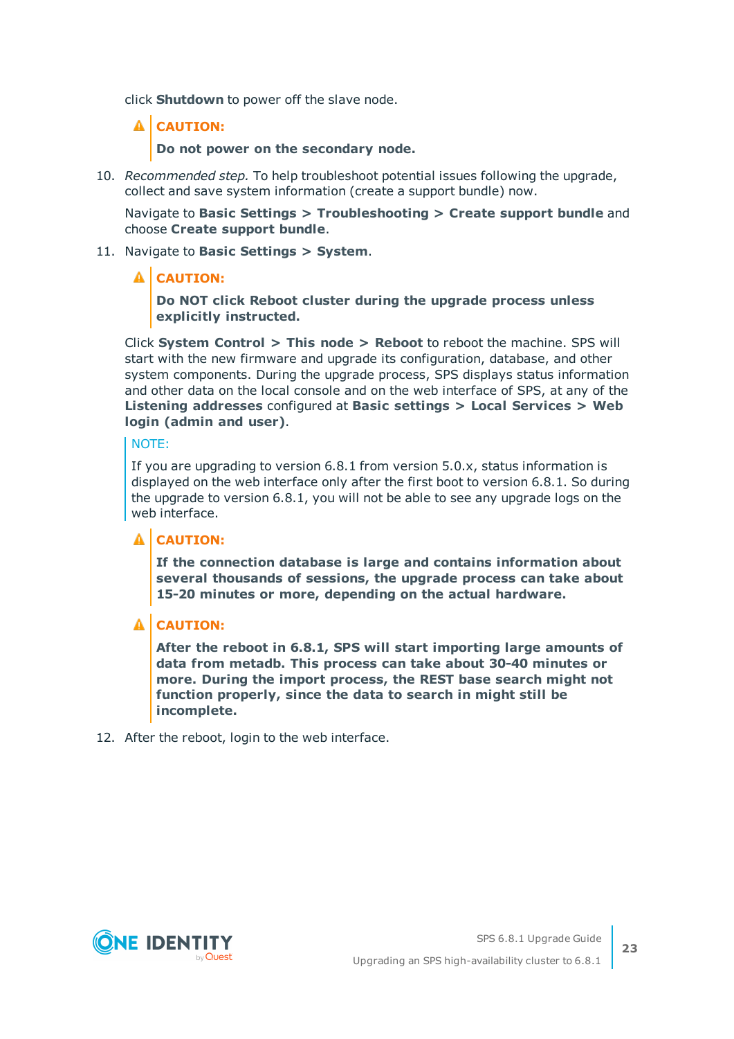click **Shutdown** to power off the slave node.

> ⚠ **CAUTION:**
>
> **Do not power on the secondary node.**

10. *Recommended step.* To help troubleshoot potential issues following the upgrade, collect and save system information (create a support bundle) now.

    Navigate to **Basic Settings > Troubleshooting > Create support bundle** and choose **Create support bundle**.

11. Navigate to **Basic Settings > System**.

    > ⚠ **CAUTION:**
    >
    > **Do NOT click Reboot cluster during the upgrade process unless explicitly instructed.**

    Click **System Control > This node > Reboot** to reboot the machine. SPS will start with the new firmware and upgrade its configuration, database, and other system components. During the upgrade process, SPS displays status information and other data on the local console and on the web interface of SPS, at any of the **Listening addresses** configured at **Basic settings > Local Services > Web login (admin and user)**.

    > NOTE:
    >
    > If you are upgrading to version 6.8.1 from version 5.0.x, status information is displayed on the web interface only after the first boot to version 6.8.1. So during the upgrade to version 6.8.1, you will not be able to see any upgrade logs on the web interface.

    > ⚠ **CAUTION:**
    >
    > **If the connection database is large and contains information about several thousands of sessions, the upgrade process can take about 15-20 minutes or more, depending on the actual hardware.**

    > ⚠ **CAUTION:**
    >
    > **After the reboot in 6.8.1, SPS will start importing large amounts of data from metadb. This process can take about 30-40 minutes or more. During the import process, the REST base search might not function properly, since the data to search in might still be incomplete.**

12. After the reboot, login to the web interface.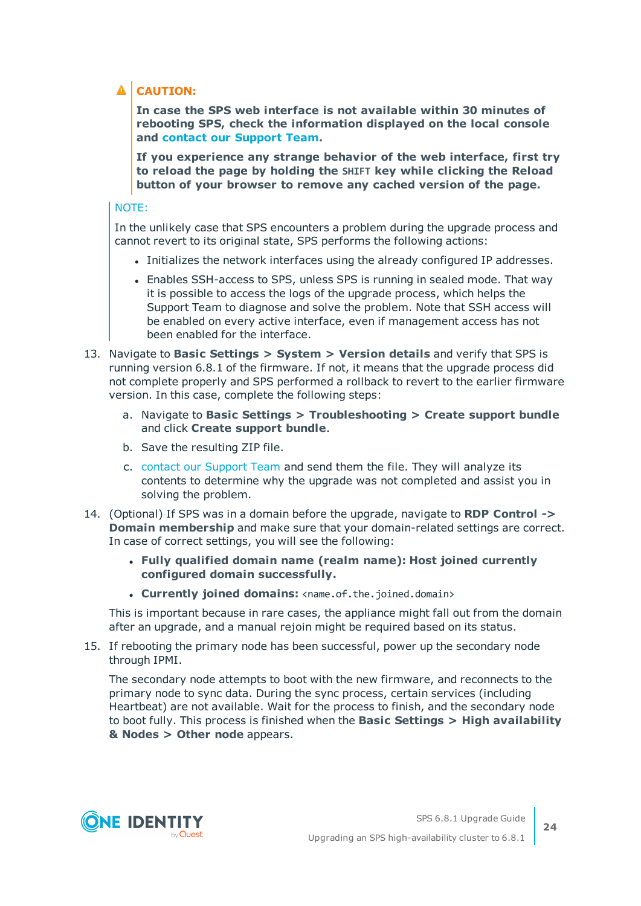> **CAUTION:**
>
> **In case the SPS web interface is not available within 30 minutes of rebooting SPS, check the information displayed on the local console and contact our Support Team.**
>
> **If you experience any strange behavior of the web interface, first try to reload the page by holding the `SHIFT` key while clicking the Reload button of your browser to remove any cached version of the page.**

> NOTE:
>
> In the unlikely case that SPS encounters a problem during the upgrade process and cannot revert to its original state, SPS performs the following actions:
>
> - Initializes the network interfaces using the already configured IP addresses.
> - Enables SSH-access to SPS, unless SPS is running in sealed mode. That way it is possible to access the logs of the upgrade process, which helps the Support Team to diagnose and solve the problem. Note that SSH access will be enabled on every active interface, even if management access has not been enabled for the interface.

13. Navigate to **Basic Settings > System > Version details** and verify that SPS is running version 6.8.1 of the firmware. If not, it means that the upgrade process did not complete properly and SPS performed a rollback to revert to the earlier firmware version. In this case, complete the following steps:

    a. Navigate to **Basic Settings > Troubleshooting > Create support bundle** and click **Create support bundle**.

    b. Save the resulting ZIP file.

    c. contact our Support Team and send them the file. They will analyze its contents to determine why the upgrade was not completed and assist you in solving the problem.

14. (Optional) If SPS was in a domain before the upgrade, navigate to **RDP Control -> Domain membership** and make sure that your domain-related settings are correct. In case of correct settings, you will see the following:

    - **Fully qualified domain name (realm name): Host joined currently configured domain successfully.**
    - **Currently joined domains:** `<name.of.the.joined.domain>`

    This is important because in rare cases, the appliance might fall out from the domain after an upgrade, and a manual rejoin might be required based on its status.

15. If rebooting the primary node has been successful, power up the secondary node through IPMI.

    The secondary node attempts to boot with the new firmware, and reconnects to the primary node to sync data. During the sync process, certain services (including Heartbeat) are not available. Wait for the process to finish, and the secondary node to boot fully. This process is finished when the **Basic Settings > High availability & Nodes > Other node** appears.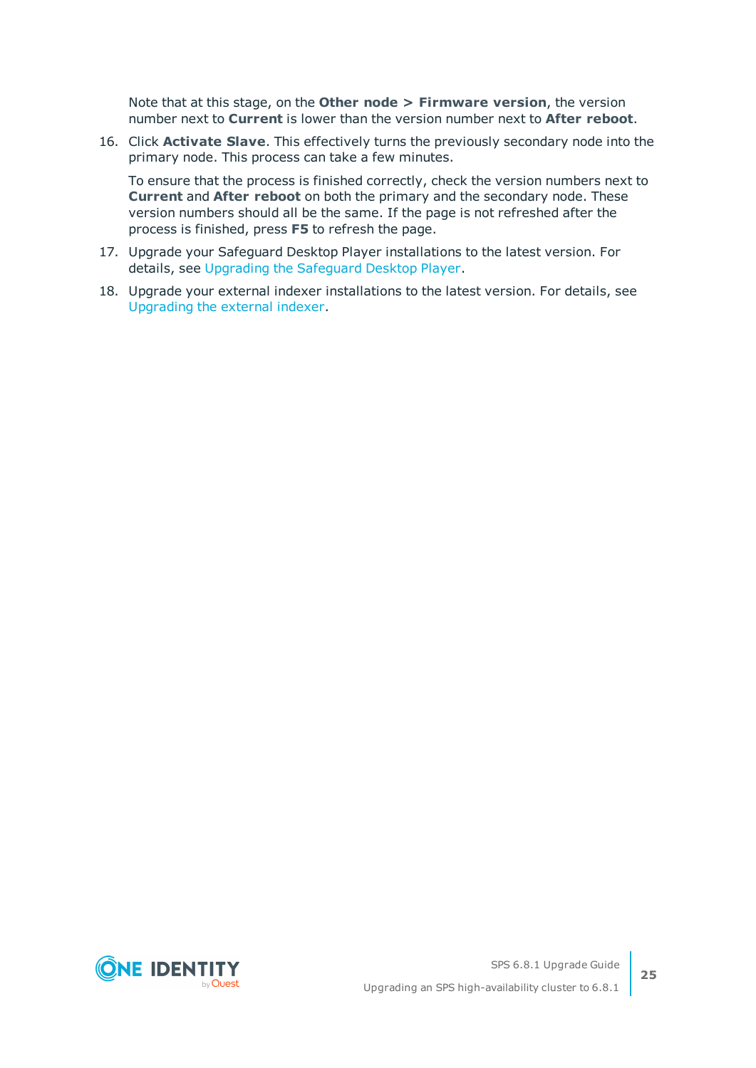Note that at this stage, on the **Other node > Firmware version**, the version number next to **Current** is lower than the version number next to **After reboot**.

16. Click **Activate Slave**. This effectively turns the previously secondary node into the primary node. This process can take a few minutes.

    To ensure that the process is finished correctly, check the version numbers next to **Current** and **After reboot** on both the primary and the secondary node. These version numbers should all be the same. If the page is not refreshed after the process is finished, press **F5** to refresh the page.

17. Upgrade your Safeguard Desktop Player installations to the latest version. For details, see Upgrading the Safeguard Desktop Player.

18. Upgrade your external indexer installations to the latest version. For details, see Upgrading the external indexer.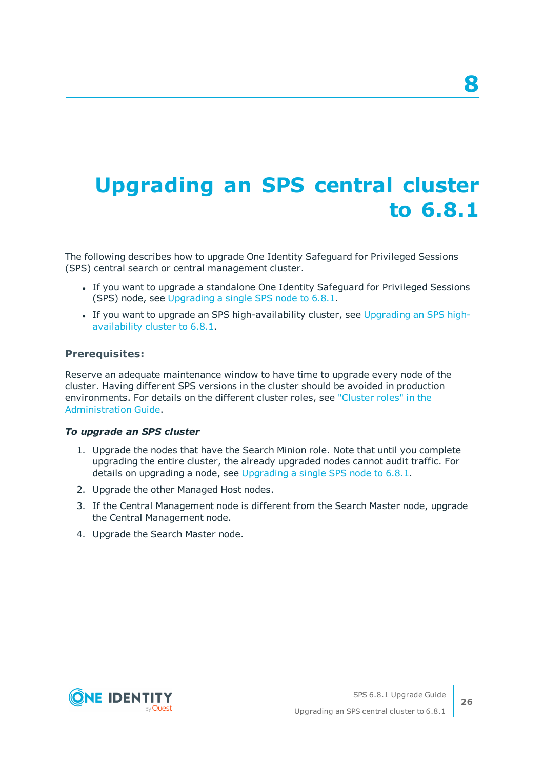# 8 Upgrading an SPS central cluster to 6.8.1

The following describes how to upgrade One Identity Safeguard for Privileged Sessions (SPS) central search or central management cluster.

- If you want to upgrade a standalone One Identity Safeguard for Privileged Sessions (SPS) node, see Upgrading a single SPS node to 6.8.1.
- If you want to upgrade an SPS high-availability cluster, see Upgrading an SPS high-availability cluster to 6.8.1.

### Prerequisites:

Reserve an adequate maintenance window to have time to upgrade every node of the cluster. Having different SPS versions in the cluster should be avoided in production environments. For details on the different cluster roles, see "Cluster roles" in the Administration Guide.

***To upgrade an SPS cluster***

1. Upgrade the nodes that have the Search Minion role. Note that until you complete upgrading the entire cluster, the already upgraded nodes cannot audit traffic. For details on upgrading a node, see Upgrading a single SPS node to 6.8.1.
2. Upgrade the other Managed Host nodes.
3. If the Central Management node is different from the Search Master node, upgrade the Central Management node.
4. Upgrade the Search Master node.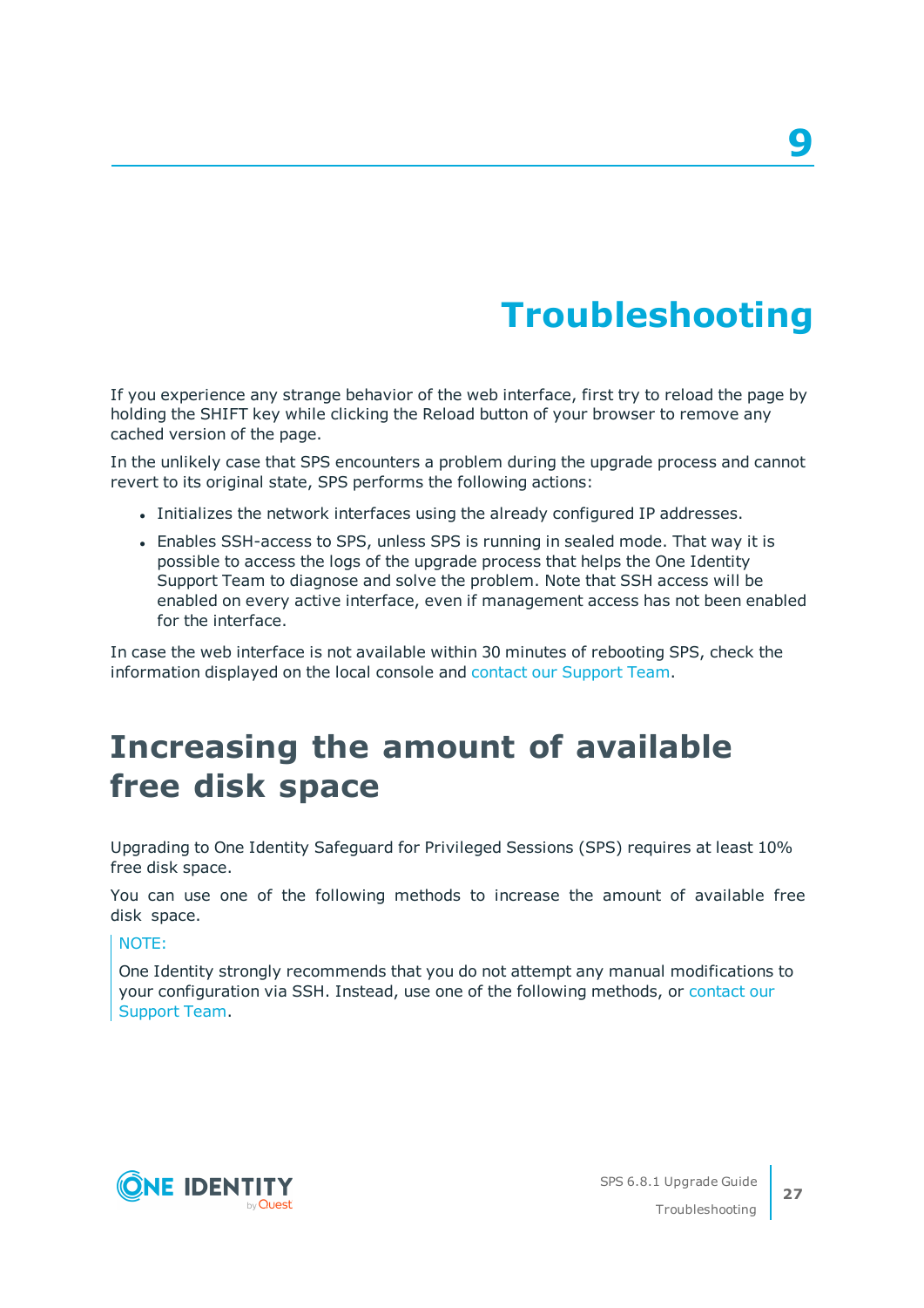# 9

# Troubleshooting

If you experience any strange behavior of the web interface, first try to reload the page by holding the SHIFT key while clicking the Reload button of your browser to remove any cached version of the page.

In the unlikely case that SPS encounters a problem during the upgrade process and cannot revert to its original state, SPS performs the following actions:

- Initializes the network interfaces using the already configured IP addresses.
- Enables SSH-access to SPS, unless SPS is running in sealed mode. That way it is possible to access the logs of the upgrade process that helps the One Identity Support Team to diagnose and solve the problem. Note that SSH access will be enabled on every active interface, even if management access has not been enabled for the interface.

In case the web interface is not available within 30 minutes of rebooting SPS, check the information displayed on the local console and contact our Support Team.

## Increasing the amount of available free disk space

Upgrading to One Identity Safeguard for Privileged Sessions (SPS) requires at least 10% free disk space.

You can use one of the following methods to increase the amount of available free disk space.

> NOTE:
>
> One Identity strongly recommends that you do not attempt any manual modifications to your configuration via SSH. Instead, use one of the following methods, or contact our Support Team.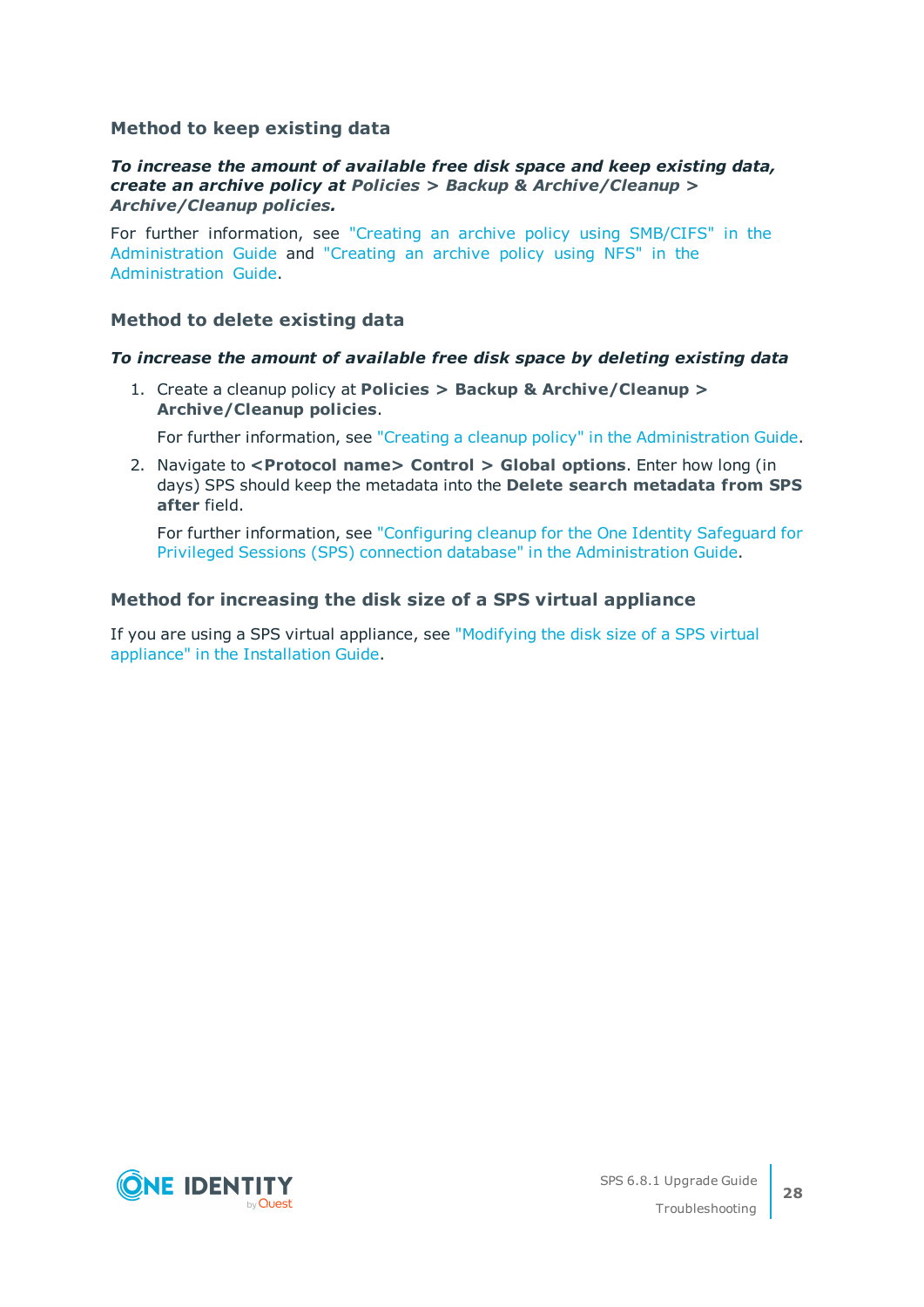### Method to keep existing data

***To increase the amount of available free disk space and keep existing data, create an archive policy at Policies > Backup & Archive/Cleanup > Archive/Cleanup policies.***

For further information, see "Creating an archive policy using SMB/CIFS" in the Administration Guide and "Creating an archive policy using NFS" in the Administration Guide.

### Method to delete existing data

***To increase the amount of available free disk space by deleting existing data***

1. Create a cleanup policy at **Policies > Backup & Archive/Cleanup > Archive/Cleanup policies**.

   For further information, see "Creating a cleanup policy" in the Administration Guide.

2. Navigate to **<Protocol name> Control > Global options**. Enter how long (in days) SPS should keep the metadata into the **Delete search metadata from SPS after** field.

   For further information, see "Configuring cleanup for the One Identity Safeguard for Privileged Sessions (SPS) connection database" in the Administration Guide.

### Method for increasing the disk size of a SPS virtual appliance

If you are using a SPS virtual appliance, see "Modifying the disk size of a SPS virtual appliance" in the Installation Guide.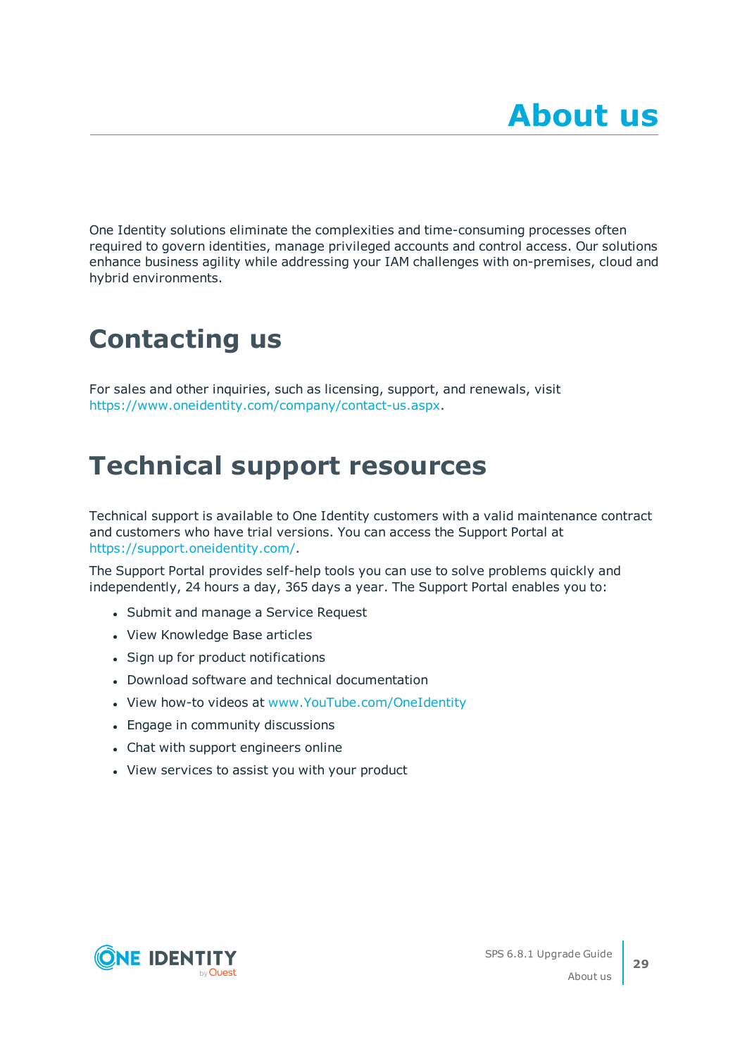# About us

One Identity solutions eliminate the complexities and time-consuming processes often required to govern identities, manage privileged accounts and control access. Our solutions enhance business agility while addressing your IAM challenges with on-premises, cloud and hybrid environments.

## Contacting us

For sales and other inquiries, such as licensing, support, and renewals, visit https://www.oneidentity.com/company/contact-us.aspx.

## Technical support resources

Technical support is available to One Identity customers with a valid maintenance contract and customers who have trial versions. You can access the Support Portal at https://support.oneidentity.com/.

The Support Portal provides self-help tools you can use to solve problems quickly and independently, 24 hours a day, 365 days a year. The Support Portal enables you to:

- Submit and manage a Service Request
- View Knowledge Base articles
- Sign up for product notifications
- Download software and technical documentation
- View how-to videos at www.YouTube.com/OneIdentity
- Engage in community discussions
- Chat with support engineers online
- View services to assist you with your product